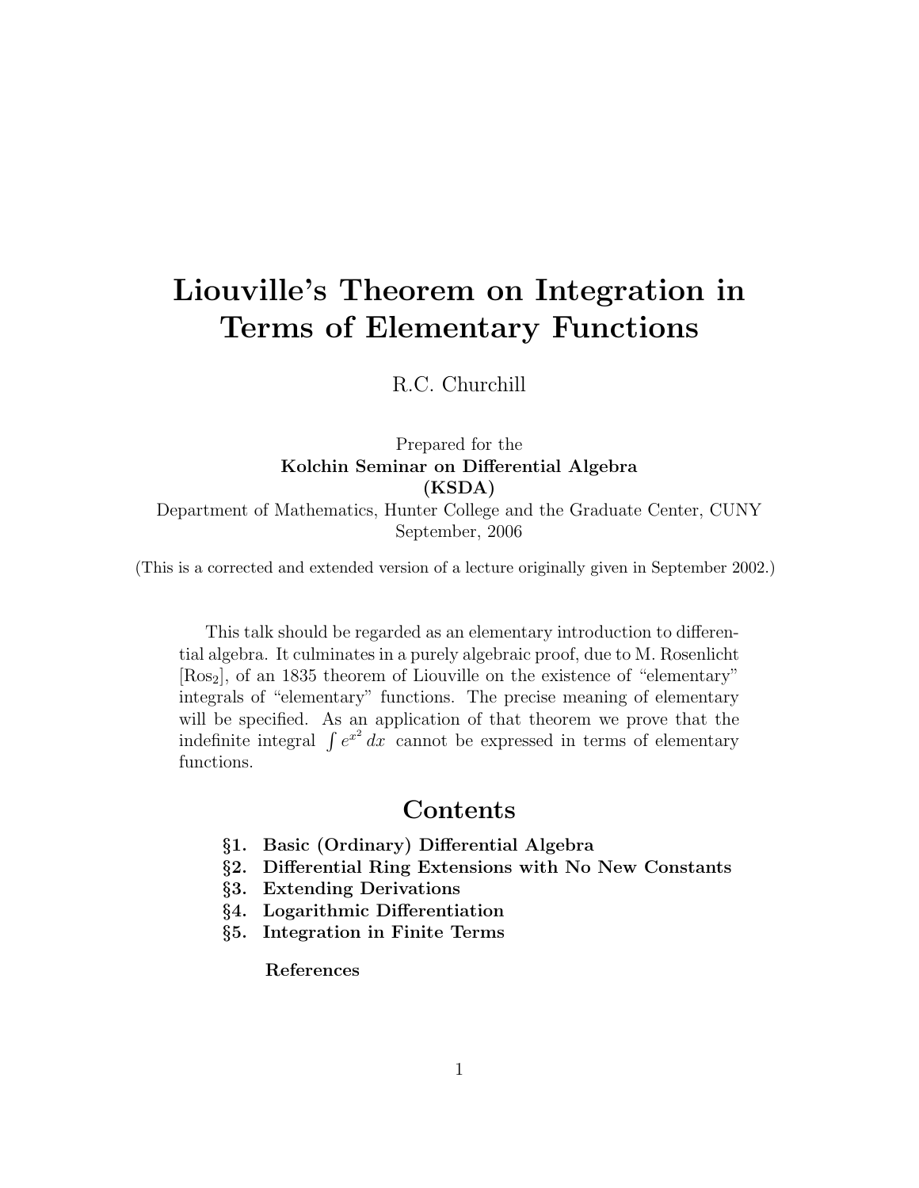# Liouville's Theorem on Integration in Terms of Elementary Functions

R.C. Churchill

Prepared for the
**Kolchin Seminar on Differential Algebra**
**(KSDA)**
Department of Mathematics, Hunter College and the Graduate Center, CUNY
September, 2006

(This is a corrected and extended version of a lecture originally given in September 2002.)

This talk should be regarded as an elementary introduction to differential algebra. It culminates in a purely algebraic proof, due to M. Rosenlicht [Ros$_2$], of an 1835 theorem of Liouville on the existence of "elementary" integrals of "elementary" functions. The precise meaning of elementary will be specified. As an application of that theorem we prove that the indefinite integral $\int e^{x^2}\,dx$ cannot be expressed in terms of elementary functions.

## Contents

**§1. Basic (Ordinary) Differential Algebra**
**§2. Differential Ring Extensions with No New Constants**
**§3. Extending Derivations**
**§4. Logarithmic Differentiation**
**§5. Integration in Finite Terms**

**References**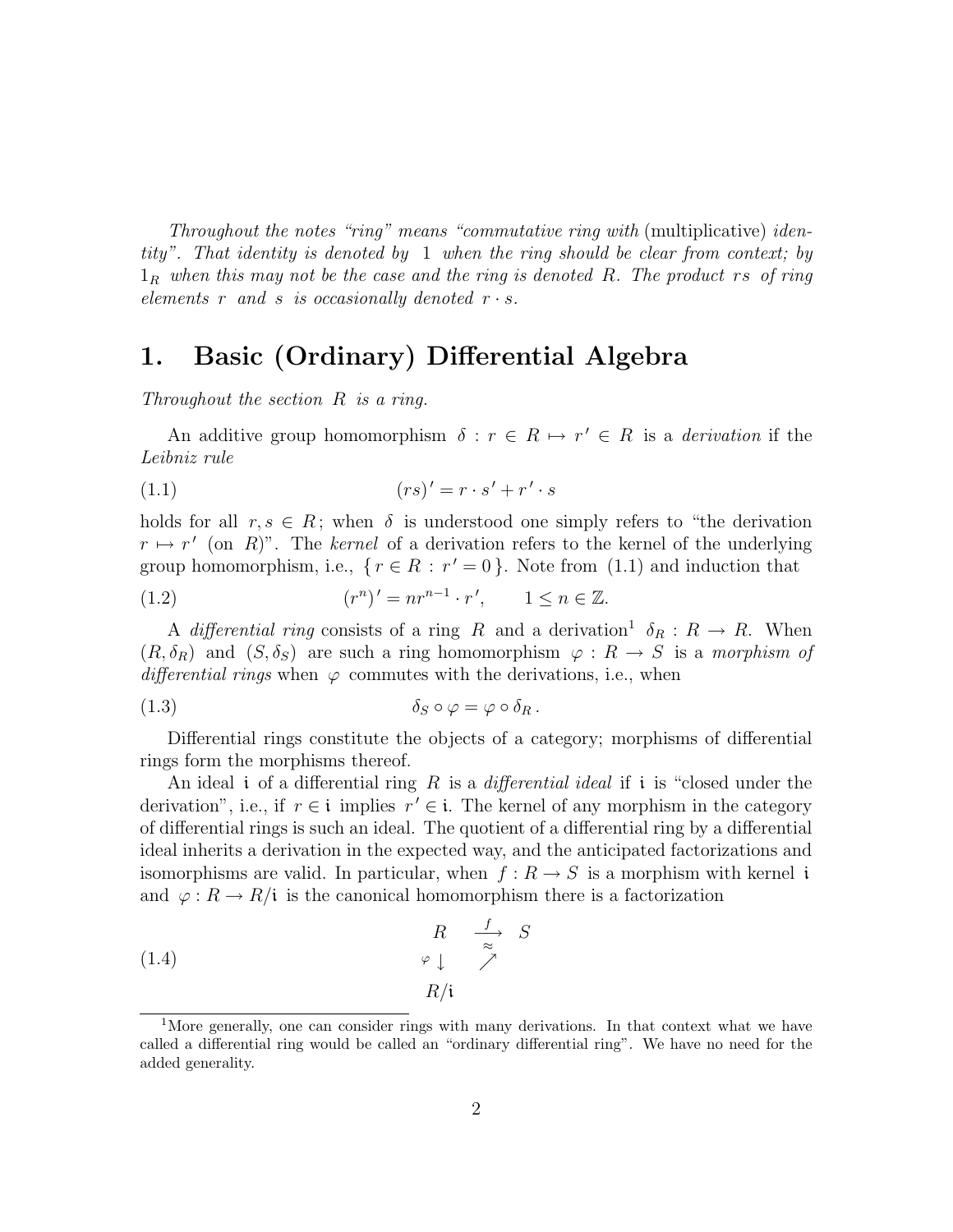*Throughout the notes "ring" means "commutative ring with* (multiplicative) *identity". That identity is denoted by* $1$ *when the ring should be clear from context; by* $1_R$ *when this may not be the case and the ring is denoted* $R$*. The product* $rs$ *of ring elements* $r$ *and* $s$ *is occasionally denoted* $r \cdot s$*.*

# 1. Basic (Ordinary) Differential Algebra

*Throughout the section* $R$ *is a ring.*

An additive group homomorphism $\delta : r \in R \mapsto r' \in R$ is a *derivation* if the *Leibniz rule*

$$(rs)' = r \cdot s' + r' \cdot s \tag{1.1}$$

holds for all $r, s \in R$; when $\delta$ is understood one simply refers to "the derivation $r \mapsto r'$ (on $R$)". The *kernel* of a derivation refers to the kernel of the underlying group homomorphism, i.e., $\{ r \in R : r' = 0 \}$. Note from (1.1) and induction that

$$(r^n)' = nr^{n-1} \cdot r', \qquad 1 \le n \in \mathbb{Z}. \tag{1.2}$$

A *differential ring* consists of a ring $R$ and a derivation[1] $\delta_R : R \to R$. When $(R, \delta_R)$ and $(S, \delta_S)$ are such a ring homomorphism $\varphi : R \to S$ is a *morphism of differential rings* when $\varphi$ commutes with the derivations, i.e., when

$$\delta_S \circ \varphi = \varphi \circ \delta_R\,. \tag{1.3}$$

Differential rings constitute the objects of a category; morphisms of differential rings form the morphisms thereof.

An ideal $\mathfrak{i}$ of a differential ring $R$ is a *differential ideal* if $\mathfrak{i}$ is "closed under the derivation", i.e., if $r \in \mathfrak{i}$ implies $r' \in \mathfrak{i}$. The kernel of any morphism in the category of differential rings is such an ideal. The quotient of a differential ring by a differential ideal inherits a derivation in the expected way, and the anticipated factorizations and isomorphisms are valid. In particular, when $f : R \to S$ is a morphism with kernel $\mathfrak{i}$ and $\varphi : R \to R/\mathfrak{i}$ is the canonical homomorphism there is a factorization

$$\begin{array}{ccc} R & \xrightarrow{f} & S \\ {\scriptstyle\varphi}\downarrow & \overset{\approx}{\nearrow} & \\ R/\mathfrak{i} & & \end{array} \tag{1.4}$$

[1] More generally, one can consider rings with many derivations. In that context what we have called a differential ring would be called an "ordinary differential ring". We have no need for the added generality.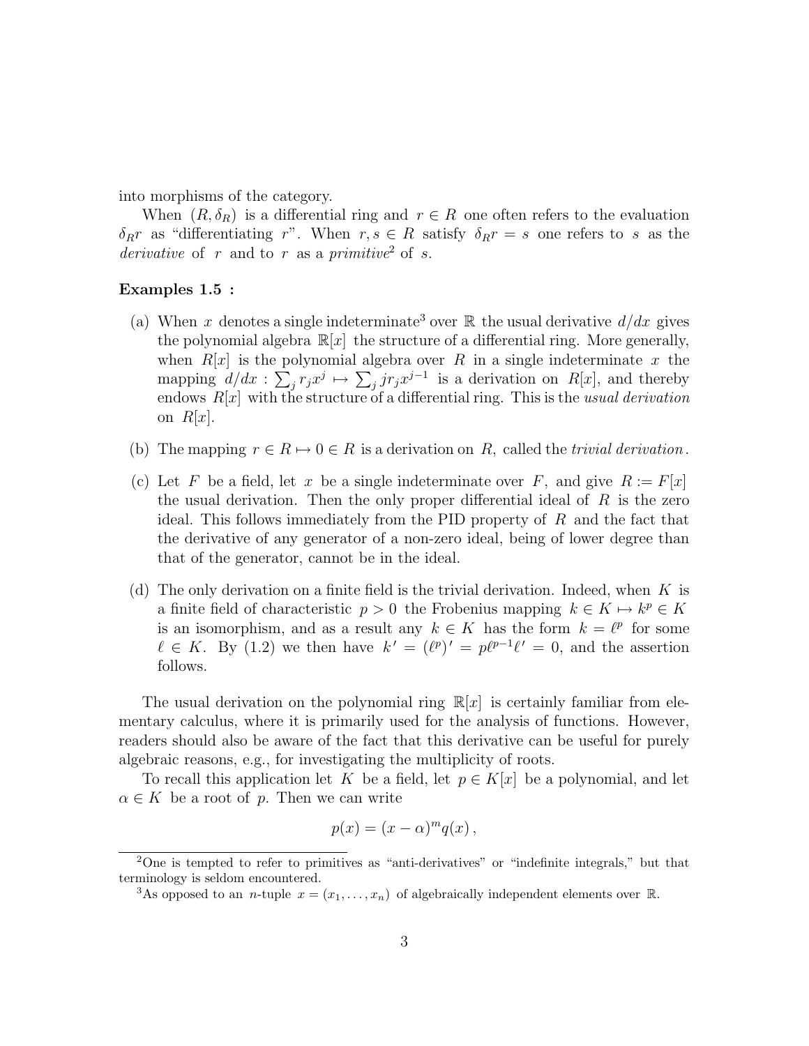into morphisms of the category.

When $(R, \delta_R)$ is a differential ring and $r \in R$ one often refers to the evaluation $\delta_R r$ as "differentiating $r$". When $r, s \in R$ satisfy $\delta_R r = s$ one refers to $s$ as the *derivative* of $r$ and to $r$ as a *primitive*[2] of $s$.

**Examples 1.5 :**

(a) When $x$ denotes a single indeterminate[3] over $\mathbb{R}$ the usual derivative $d/dx$ gives the polynomial algebra $\mathbb{R}[x]$ the structure of a differential ring. More generally, when $R[x]$ is the polynomial algebra over $R$ in a single indeterminate $x$ the mapping $d/dx : \sum_j r_j x^j \mapsto \sum_j j r_j x^{j-1}$ is a derivation on $R[x]$, and thereby endows $R[x]$ with the structure of a differential ring. This is the *usual derivation* on $R[x]$.

(b) The mapping $r \in R \mapsto 0 \in R$ is a derivation on $R$, called the *trivial derivation*.

(c) Let $F$ be a field, let $x$ be a single indeterminate over $F$, and give $R := F[x]$ the usual derivation. Then the only proper differential ideal of $R$ is the zero ideal. This follows immediately from the PID property of $R$ and the fact that the derivative of any generator of a non-zero ideal, being of lower degree than that of the generator, cannot be in the ideal.

(d) The only derivation on a finite field is the trivial derivation. Indeed, when $K$ is a finite field of characteristic $p > 0$ the Frobenius mapping $k \in K \mapsto k^p \in K$ is an isomorphism, and as a result any $k \in K$ has the form $k = \ell^p$ for some $\ell \in K$. By (1.2) we then have $k' = (\ell^p)' = p\ell^{p-1}\ell' = 0$, and the assertion follows.

The usual derivation on the polynomial ring $\mathbb{R}[x]$ is certainly familiar from elementary calculus, where it is primarily used for the analysis of functions. However, readers should also be aware of the fact that this derivative can be useful for purely algebraic reasons, e.g., for investigating the multiplicity of roots.

To recall this application let $K$ be a field, let $p \in K[x]$ be a polynomial, and let $\alpha \in K$ be a root of $p$. Then we can write

$$p(x) = (x - \alpha)^m q(x) ,$$

---

[2] One is tempted to refer to primitives as "anti-derivatives" or "indefinite integrals," but that terminology is seldom encountered.

[3] As opposed to an $n$-tuple $x = (x_1, \ldots, x_n)$ of algebraically independent elements over $\mathbb{R}$.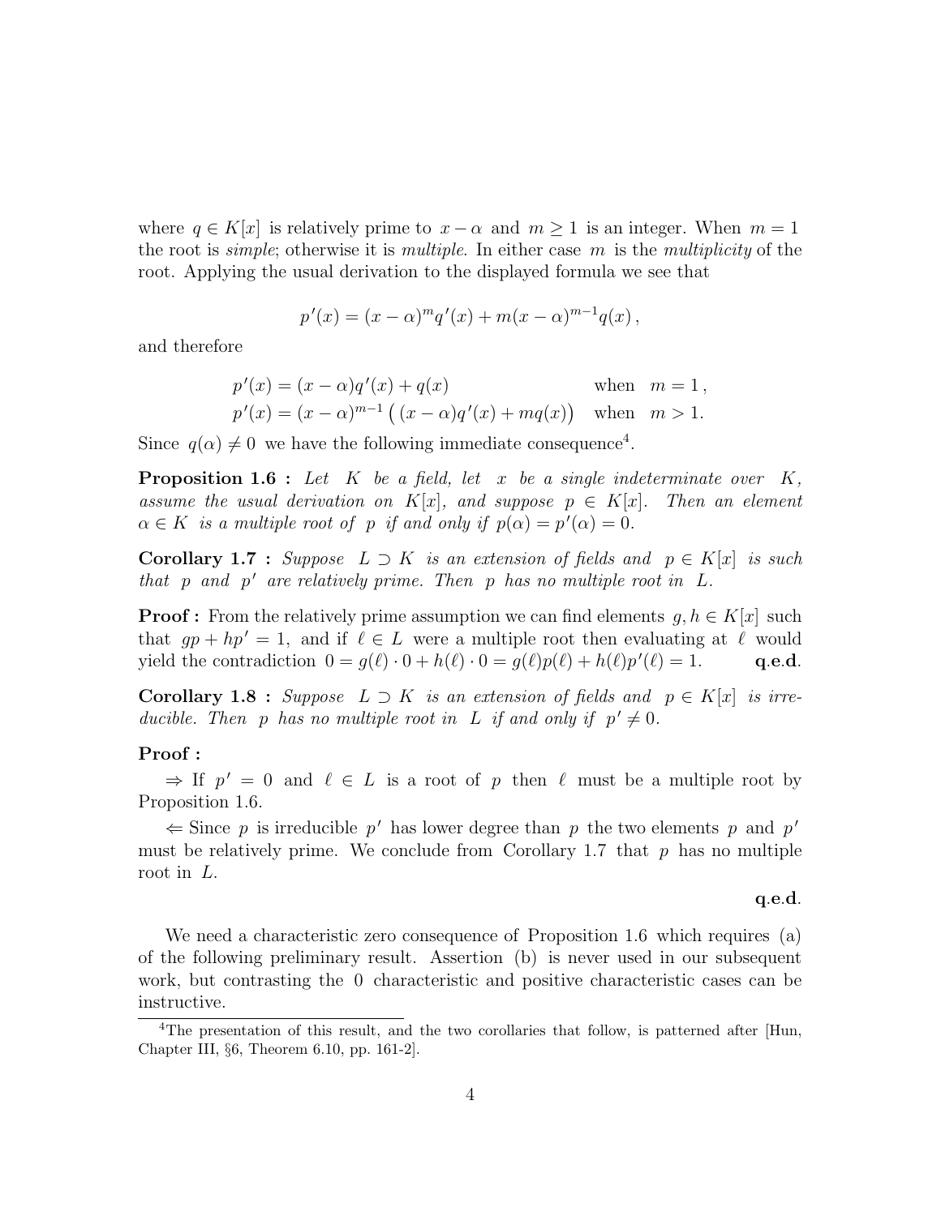where $q \in K[x]$ is relatively prime to $x - \alpha$ and $m \geq 1$ is an integer. When $m = 1$ the root is *simple*; otherwise it is *multiple*. In either case $m$ is the *multiplicity* of the root. Applying the usual derivation to the displayed formula we see that

$$p'(x) = (x - \alpha)^m q'(x) + m(x - \alpha)^{m-1} q(x),$$

and therefore

$$\begin{aligned} p'(x) &= (x - \alpha)q'(x) + q(x) && \text{when} \quad m = 1, \\ p'(x) &= (x - \alpha)^{m-1}\big((x - \alpha)q'(x) + mq(x)\big) && \text{when} \quad m > 1. \end{aligned}$$

Since $q(\alpha) \neq 0$ we have the following immediate consequence[4].

**Proposition 1.6 :** *Let $K$ be a field, let $x$ be a single indeterminate over $K$, assume the usual derivation on $K[x]$, and suppose $p \in K[x]$. Then an element $\alpha \in K$ is a multiple root of $p$ if and only if $p(\alpha) = p'(\alpha) = 0$.*

**Corollary 1.7 :** *Suppose $L \supset K$ is an extension of fields and $p \in K[x]$ is such that $p$ and $p'$ are relatively prime. Then $p$ has no multiple root in $L$.*

**Proof :** From the relatively prime assumption we can find elements $g, h \in K[x]$ such that $gp + hp' = 1$, and if $\ell \in L$ were a multiple root then evaluating at $\ell$ would yield the contradiction $0 = g(\ell) \cdot 0 + h(\ell) \cdot 0 = g(\ell)p(\ell) + h(\ell)p'(\ell) = 1$. **q.e.d.**

**Corollary 1.8 :** *Suppose $L \supset K$ is an extension of fields and $p \in K[x]$ is irreducible. Then $p$ has no multiple root in $L$ if and only if $p' \neq 0$.*

**Proof :**

$\Rightarrow$ If $p' = 0$ and $\ell \in L$ is a root of $p$ then $\ell$ must be a multiple root by Proposition 1.6.

$\Leftarrow$ Since $p$ is irreducible $p'$ has lower degree than $p$ the two elements $p$ and $p'$ must be relatively prime. We conclude from Corollary 1.7 that $p$ has no multiple root in $L$.

**q.e.d.**

We need a characteristic zero consequence of Proposition 1.6 which requires (a) of the following preliminary result. Assertion (b) is never used in our subsequent work, but contrasting the 0 characteristic and positive characteristic cases can be instructive.

[4] The presentation of this result, and the two corollaries that follow, is patterned after [Hun, Chapter III, §6, Theorem 6.10, pp. 161-2].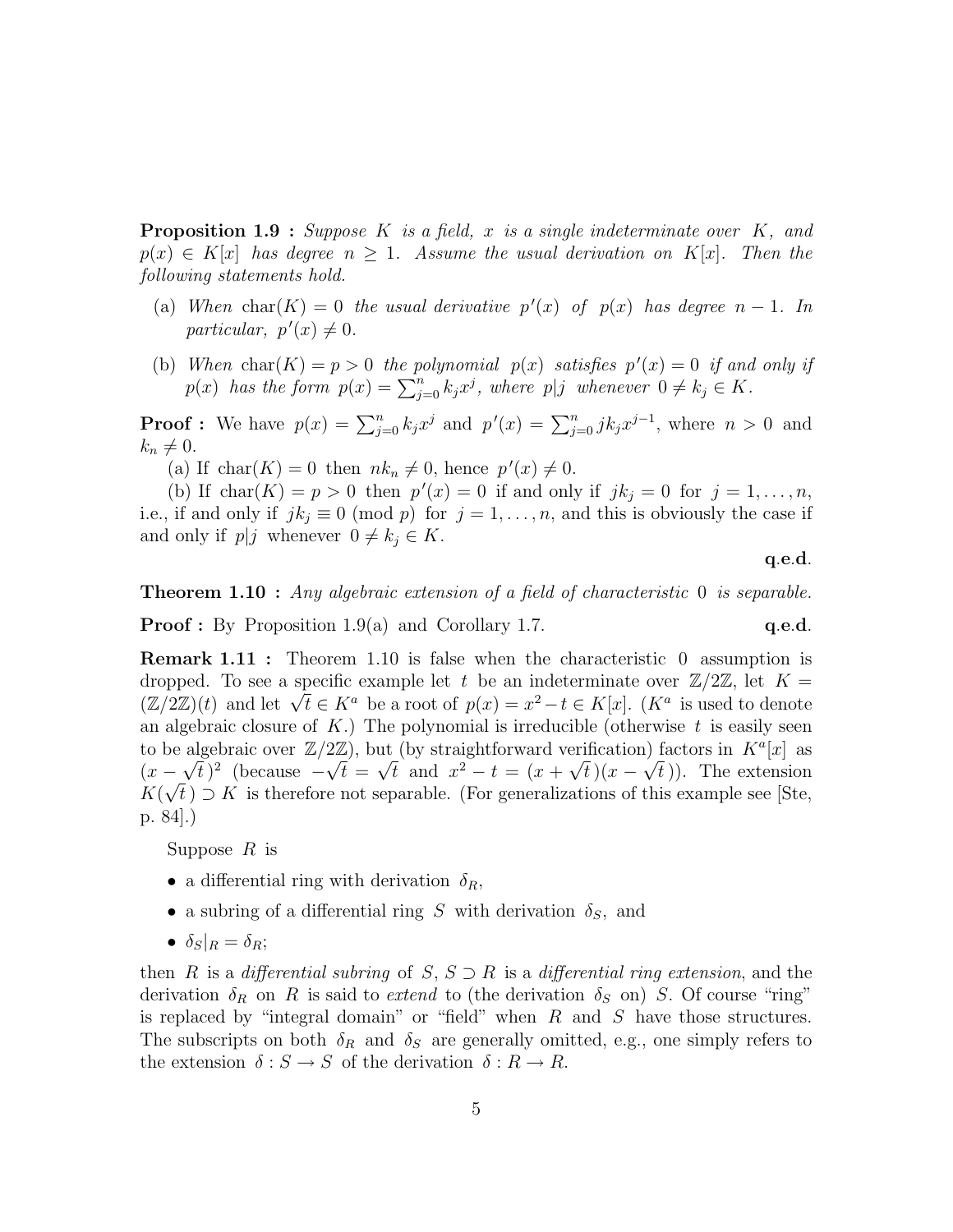**Proposition 1.9 :** *Suppose $K$ is a field, $x$ is a single indeterminate over $K$, and $p(x) \in K[x]$ has degree $n \geq 1$. Assume the usual derivation on $K[x]$. Then the following statements hold.*

(a) *When $\text{char}(K) = 0$ the usual derivative $p'(x)$ of $p(x)$ has degree $n - 1$. In particular, $p'(x) \neq 0$.*

(b) *When $\text{char}(K) = p > 0$ the polynomial $p(x)$ satisfies $p'(x) = 0$ if and only if $p(x)$ has the form $p(x) = \sum_{j=0}^{n} k_j x^j$, where $p|j$ whenever $0 \neq k_j \in K$.*

**Proof :** We have $p(x) = \sum_{j=0}^{n} k_j x^j$ and $p'(x) = \sum_{j=0}^{n} j k_j x^{j-1}$, where $n > 0$ and $k_n \neq 0$.

(a) If $\text{char}(K) = 0$ then $nk_n \neq 0$, hence $p'(x) \neq 0$.

(b) If $\text{char}(K) = p > 0$ then $p'(x) = 0$ if and only if $jk_j = 0$ for $j = 1, \ldots, n$, i.e., if and only if $jk_j \equiv 0 \pmod{p}$ for $j = 1, \ldots, n$, and this is obviously the case if and only if $p|j$ whenever $0 \neq k_j \in K$.

**q.e.d.**

**Theorem 1.10 :** *Any algebraic extension of a field of characteristic $0$ is separable.*

**Proof :** By Proposition 1.9(a) and Corollary 1.7. **q.e.d.**

**Remark 1.11 :** Theorem 1.10 is false when the characteristic $0$ assumption is dropped. To see a specific example let $t$ be an indeterminate over $\mathbb{Z}/2\mathbb{Z}$, let $K = (\mathbb{Z}/2\mathbb{Z})(t)$ and let $\sqrt{t} \in K^a$ be a root of $p(x) = x^2 - t \in K[x]$. ($K^a$ is used to denote an algebraic closure of $K$.) The polynomial is irreducible (otherwise $t$ is easily seen to be algebraic over $\mathbb{Z}/2\mathbb{Z}$), but (by straightforward verification) factors in $K^a[x]$ as $(x - \sqrt{t}\,)^2$ (because $-\sqrt{t} = \sqrt{t}$ and $x^2 - t = (x + \sqrt{t}\,)(x - \sqrt{t}\,)$). The extension $K(\sqrt{t}\,) \supset K$ is therefore not separable. (For generalizations of this example see [Ste, p. 84].)

Suppose $R$ is

- a differential ring with derivation $\delta_R$,
- a subring of a differential ring $S$ with derivation $\delta_S$, and
- $\delta_S|_R = \delta_R$;

then $R$ is a *differential subring* of $S$, $S \supset R$ is a *differential ring extension*, and the derivation $\delta_R$ on $R$ is said to *extend* to (the derivation $\delta_S$ on) $S$. Of course "ring" is replaced by "integral domain" or "field" when $R$ and $S$ have those structures. The subscripts on both $\delta_R$ and $\delta_S$ are generally omitted, e.g., one simply refers to the extension $\delta : S \to S$ of the derivation $\delta : R \to R$.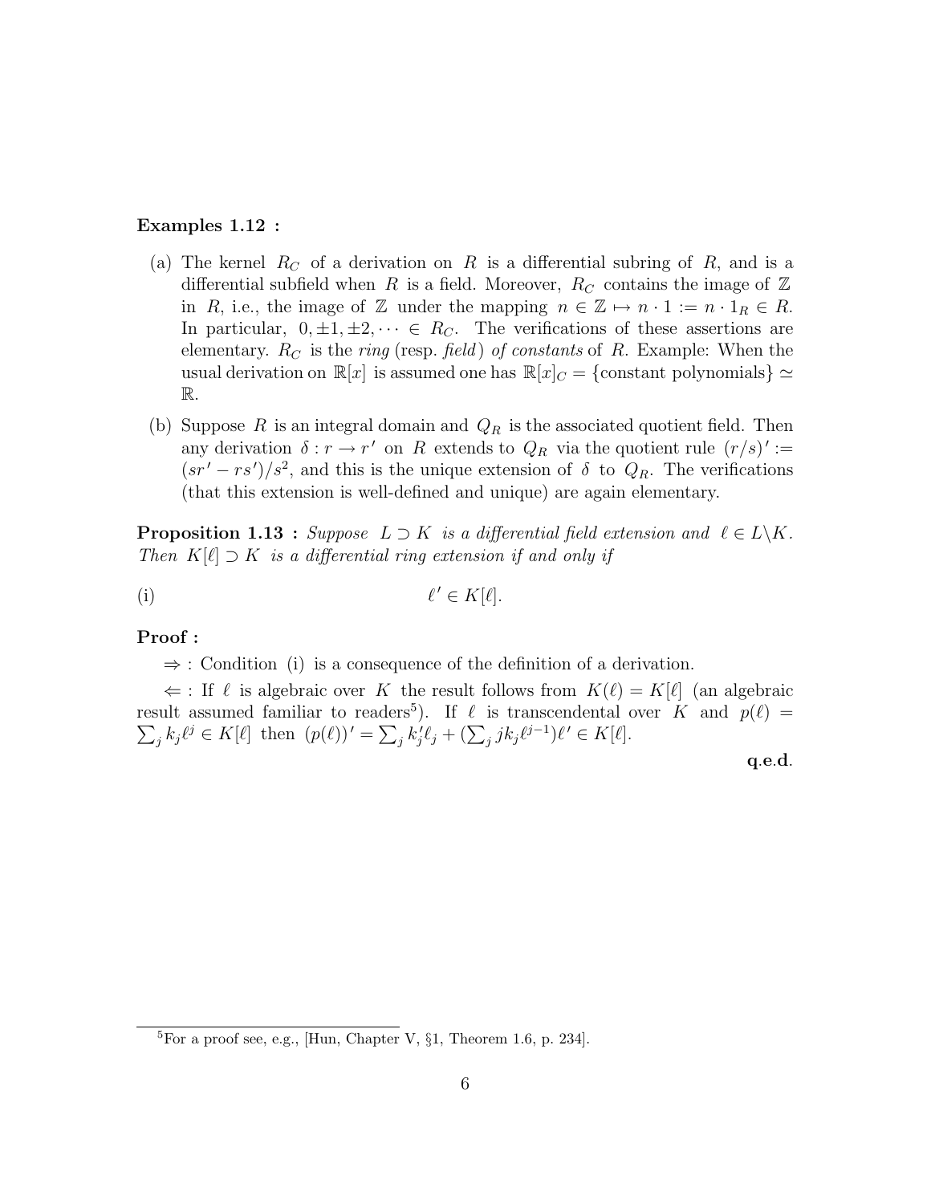**Examples 1.12 :**

(a) The kernel $R_C$ of a derivation on $R$ is a differential subring of $R$, and is a differential subfield when $R$ is a field. Moreover, $R_C$ contains the image of $\mathbb{Z}$ in $R$, i.e., the image of $\mathbb{Z}$ under the mapping $n \in \mathbb{Z} \mapsto n \cdot 1 := n \cdot 1_R \in R$. In particular, $0, \pm 1, \pm 2, \cdots \in R_C$. The verifications of these assertions are elementary. $R_C$ is the *ring* (resp. *field*) *of constants* of $R$. Example: When the usual derivation on $\mathbb{R}[x]$ is assumed one has $\mathbb{R}[x]_C = \{\text{constant polynomials}\} \simeq \mathbb{R}$.

(b) Suppose $R$ is an integral domain and $Q_R$ is the associated quotient field. Then any derivation $\delta : r \to r'$ on $R$ extends to $Q_R$ via the quotient rule $(r/s)' := (sr' - rs')/s^2$, and this is the unique extension of $\delta$ to $Q_R$. The verifications (that this extension is well-defined and unique) are again elementary.

**Proposition 1.13 :** *Suppose $L \supset K$ is a differential field extension and $\ell \in L \backslash K$. Then $K[\ell] \supset K$ is a differential ring extension if and only if*

$$\text{(i)} \qquad \ell' \in K[\ell].$$

**Proof :**

$\Rightarrow$ : Condition (i) is a consequence of the definition of a derivation.

$\Leftarrow$ : If $\ell$ is algebraic over $K$ the result follows from $K(\ell) = K[\ell]$ (an algebraic result assumed familiar to readers[5]). If $\ell$ is transcendental over $K$ and $p(\ell) = \sum_j k_j \ell^j \in K[\ell]$ then $(p(\ell))' = \sum_j k_j' \ell_j + (\sum_j j k_j \ell^{j-1})\ell' \in K[\ell]$.

**q.e.d.**

[5] For a proof see, e.g., [Hun, Chapter V, §1, Theorem 1.6, p. 234].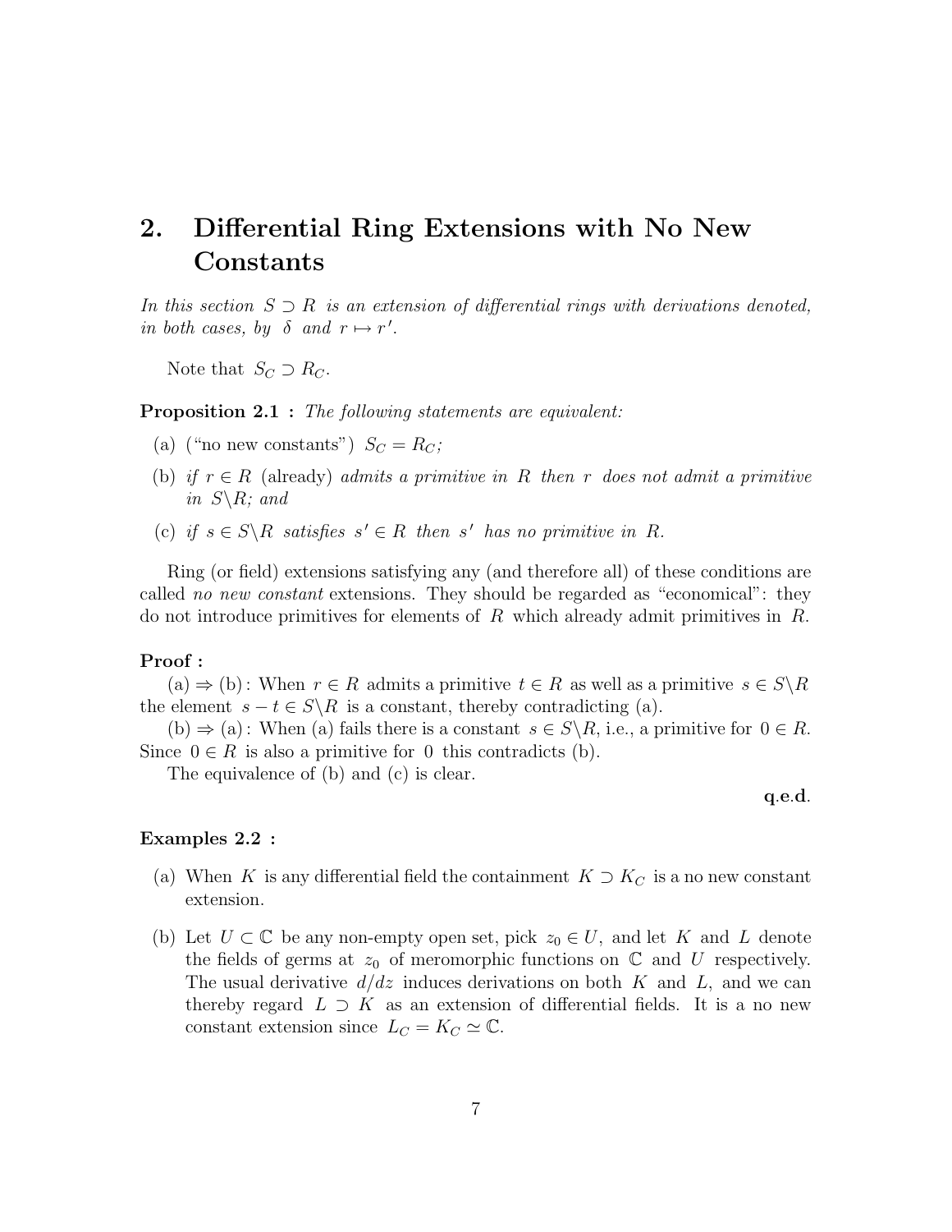## 2. Differential Ring Extensions with No New Constants

*In this section $S \supset R$ is an extension of differential rings with derivations denoted, in both cases, by $\delta$ and $r \mapsto r'$.*

Note that $S_C \supset R_C$.

**Proposition 2.1 :** *The following statements are equivalent:*

(a) ("no new constants") $S_C = R_C$*;*

(b) *if* $r \in R$ (already) *admits a primitive in* $R$ *then* $r$ *does not admit a primitive in* $S \backslash R$*; and*

(c) *if* $s \in S \backslash R$ *satisfies* $s' \in R$ *then* $s'$ *has no primitive in* $R$*.*

Ring (or field) extensions satisfying any (and therefore all) of these conditions are called *no new constant* extensions. They should be regarded as "economical": they do not introduce primitives for elements of $R$ which already admit primitives in $R$.

**Proof :**

(a) $\Rightarrow$ (b) : When $r \in R$ admits a primitive $t \in R$ as well as a primitive $s \in S \backslash R$ the element $s - t \in S \backslash R$ is a constant, thereby contradicting (a).

(b) $\Rightarrow$ (a) : When (a) fails there is a constant $s \in S \backslash R$, i.e., a primitive for $0 \in R$. Since $0 \in R$ is also a primitive for $0$ this contradicts (b).

The equivalence of (b) and (c) is clear.

**q.e.d.**

**Examples 2.2 :**

(a) When $K$ is any differential field the containment $K \supset K_C$ is a no new constant extension.

(b) Let $U \subset \mathbb{C}$ be any non-empty open set, pick $z_0 \in U$, and let $K$ and $L$ denote the fields of germs at $z_0$ of meromorphic functions on $\mathbb{C}$ and $U$ respectively. The usual derivative $d/dz$ induces derivations on both $K$ and $L$, and we can thereby regard $L \supset K$ as an extension of differential fields. It is a no new constant extension since $L_C = K_C \simeq \mathbb{C}$.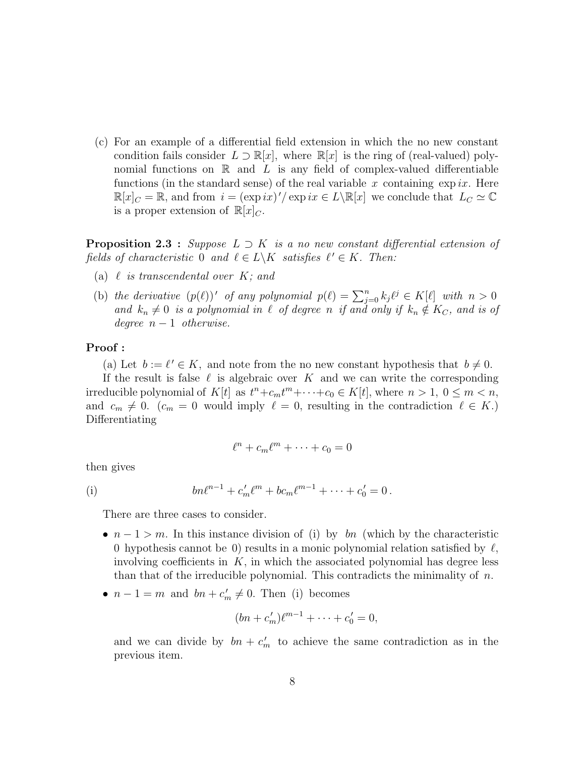(c) For an example of a differential field extension in which the no new constant condition fails consider $L \supset \mathbb{R}[x]$, where $\mathbb{R}[x]$ is the ring of (real-valued) polynomial functions on $\mathbb{R}$ and $L$ is any field of complex-valued differentiable functions (in the standard sense) of the real variable $x$ containing $\exp ix$. Here $\mathbb{R}[x]_C = \mathbb{R}$, and from $i = (\exp ix)'/\exp ix \in L \backslash \mathbb{R}[x]$ we conclude that $L_C \simeq \mathbb{C}$ is a proper extension of $\mathbb{R}[x]_C$.

**Proposition 2.3 :** *Suppose $L \supset K$ is a no new constant differential extension of fields of characteristic 0 and $\ell \in L \backslash K$ satisfies $\ell' \in K$. Then:*

(a) *$\ell$ is transcendental over $K$; and*

(b) *the derivative $(p(\ell))'$ of any polynomial $p(\ell) = \sum_{j=0}^{n} k_j \ell^j \in K[\ell]$ with $n > 0$ and $k_n \neq 0$ is a polynomial in $\ell$ of degree $n$ if and only if $k_n \notin K_C$, and is of degree $n-1$ otherwise.*

**Proof :**

(a) Let $b := \ell' \in K$, and note from the no new constant hypothesis that $b \neq 0$.

If the result is false $\ell$ is algebraic over $K$ and we can write the corresponding irreducible polynomial of $K[t]$ as $t^n + c_m t^m + \cdots + c_0 \in K[t]$, where $n > 1$, $0 \leq m < n$, and $c_m \neq 0$. ($c_m = 0$ would imply $\ell = 0$, resulting in the contradiction $\ell \in K$.) Differentiating

$$\ell^n + c_m \ell^m + \cdots + c_0 = 0$$

then gives

$$\text{(i)} \qquad bn\ell^{n-1} + c_m' \ell^m + bc_m \ell^{m-1} + \cdots + c_0' = 0\,.$$

There are three cases to consider.

- $n - 1 > m$. In this instance division of (i) by $bn$ (which by the characteristic 0 hypothesis cannot be 0) results in a monic polynomial relation satisfied by $\ell$, involving coefficients in $K$, in which the associated polynomial has degree less than that of the irreducible polynomial. This contradicts the minimality of $n$.
- $n - 1 = m$ and $bn + c_m' \neq 0$. Then (i) becomes

$$(bn + c_m')\ell^{m-1} + \cdots + c_0' = 0,$$

and we can divide by $bn + c_m'$ to achieve the same contradiction as in the previous item.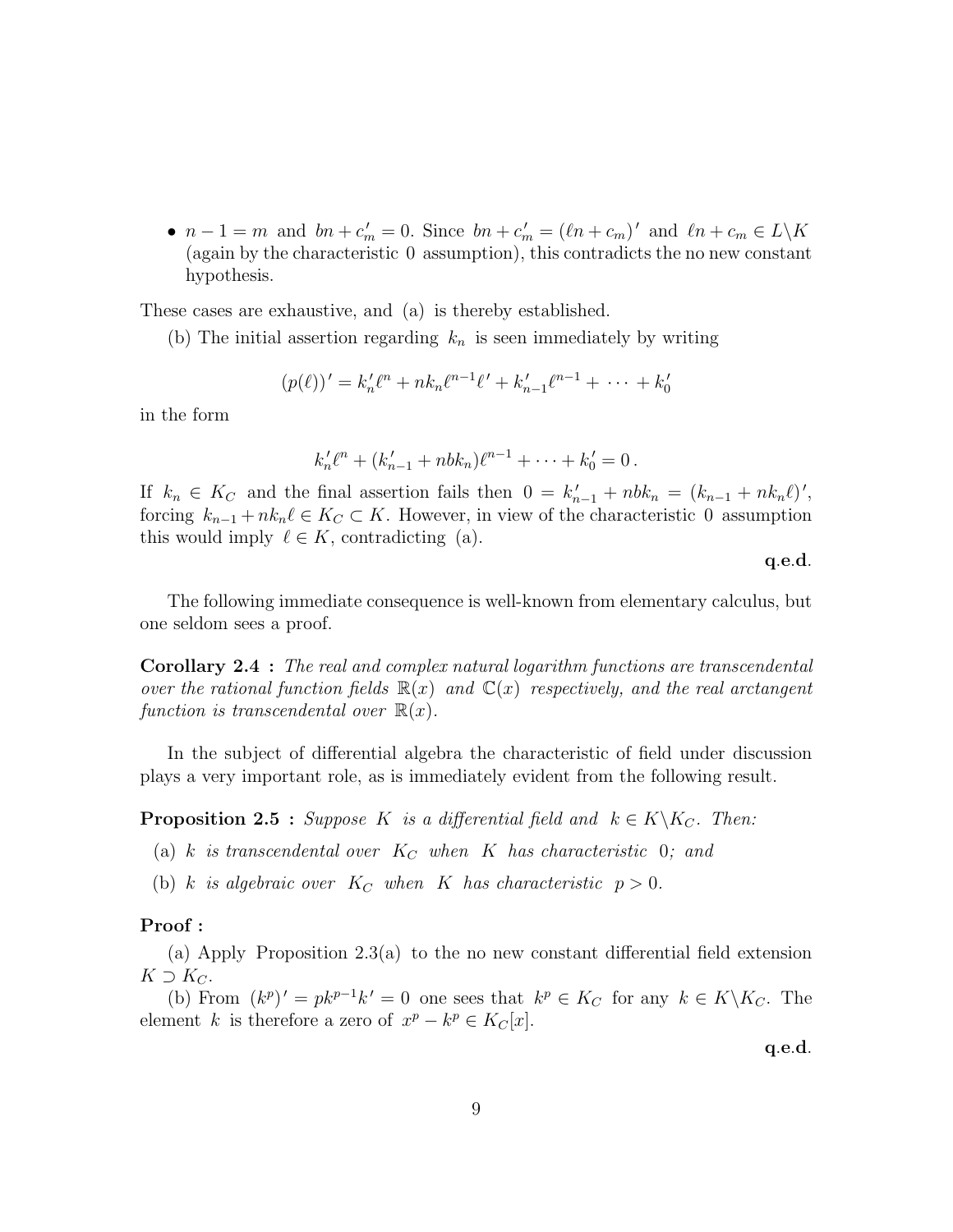- $n - 1 = m$ and $bn + c_m' = 0$. Since $bn + c_m' = (\ell n + c_m)'$ and $\ell n + c_m \in L \backslash K$ (again by the characteristic $0$ assumption), this contradicts the no new constant hypothesis.

These cases are exhaustive, and (a) is thereby established.

(b) The initial assertion regarding $k_n$ is seen immediately by writing

$$(p(\ell))' = k_n' \ell^n + n k_n \ell^{n-1} \ell' + k_{n-1}' \ell^{n-1} + \cdots + k_0'$$

in the form

$$k_n' \ell^n + (k_{n-1}' + nbk_n)\ell^{n-1} + \cdots + k_0' = 0 \,.$$

If $k_n \in K_C$ and the final assertion fails then $0 = k_{n-1}' + nbk_n = (k_{n-1} + nk_n\ell)'$, forcing $k_{n-1} + nk_n\ell \in K_C \subset K$. However, in view of the characteristic $0$ assumption this would imply $\ell \in K$, contradicting (a).

**q.e.d.**

The following immediate consequence is well-known from elementary calculus, but one seldom sees a proof.

**Corollary 2.4 :** *The real and complex natural logarithm functions are transcendental over the rational function fields $\mathbb{R}(x)$ and $\mathbb{C}(x)$ respectively, and the real arctangent function is transcendental over $\mathbb{R}(x)$.*

In the subject of differential algebra the characteristic of field under discussion plays a very important role, as is immediately evident from the following result.

**Proposition 2.5 :** *Suppose $K$ is a differential field and $k \in K \backslash K_C$. Then:*

(a) *$k$ is transcendental over $K_C$ when $K$ has characteristic $0$; and*

(b) *$k$ is algebraic over $K_C$ when $K$ has characteristic $p > 0$.*

**Proof :**

(a) Apply Proposition 2.3(a) to the no new constant differential field extension $K \supset K_C$.

(b) From $(k^p)' = pk^{p-1}k' = 0$ one sees that $k^p \in K_C$ for any $k \in K \backslash K_C$. The element $k$ is therefore a zero of $x^p - k^p \in K_C[x]$.

**q.e.d.**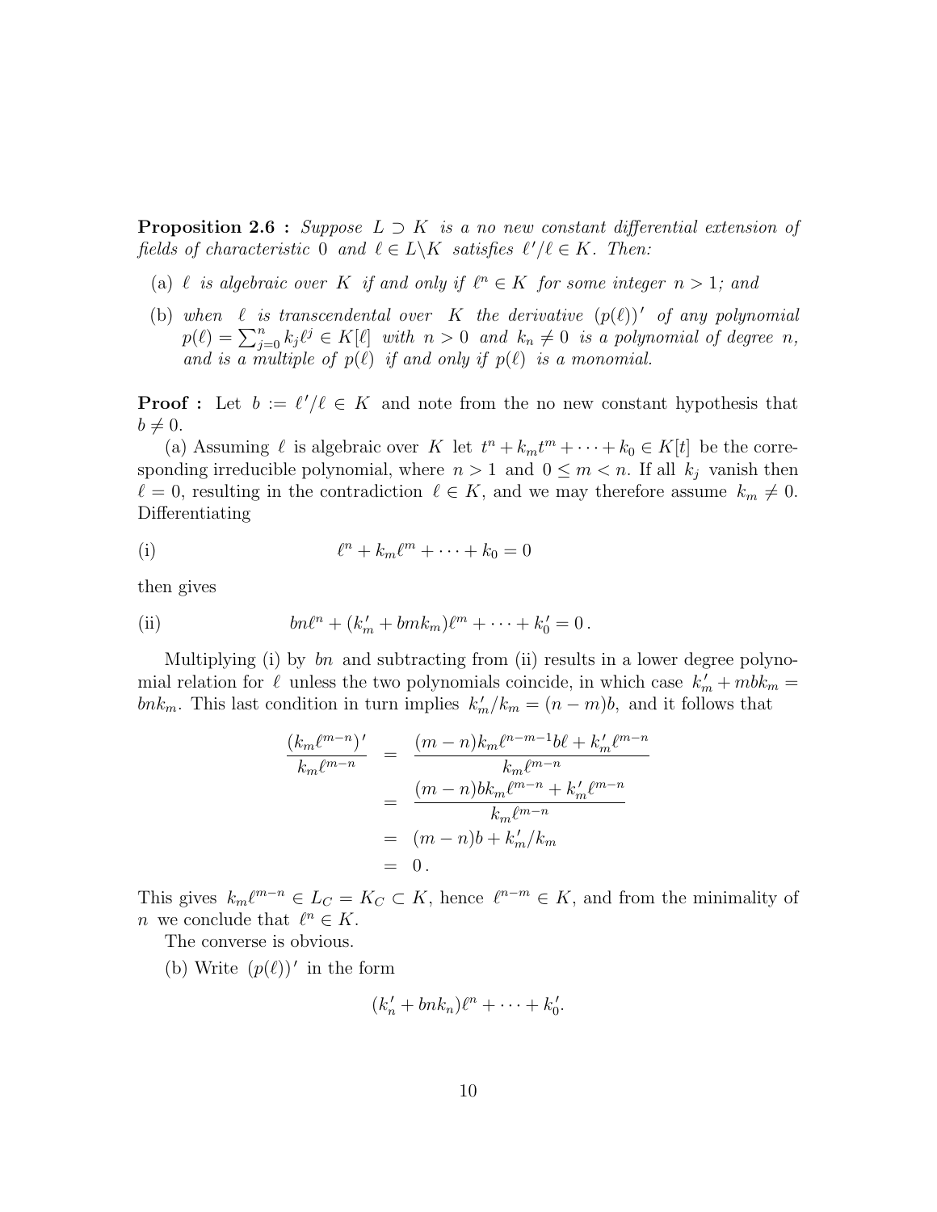**Proposition 2.6 :** *Suppose $L \supset K$ is a no new constant differential extension of fields of characteristic 0 and $\ell \in L\backslash K$ satisfies $\ell'/\ell \in K$. Then:*

(a) *$\ell$ is algebraic over $K$ if and only if $\ell^n \in K$ for some integer $n > 1$; and*

(b) *when $\ell$ is transcendental over $K$ the derivative $(p(\ell))'$ of any polynomial $p(\ell) = \sum_{j=0}^{n} k_j \ell^j \in K[\ell]$ with $n > 0$ and $k_n \neq 0$ is a polynomial of degree $n$, and is a multiple of $p(\ell)$ if and only if $p(\ell)$ is a monomial.*

**Proof :** Let $b := \ell'/\ell \in K$ and note from the no new constant hypothesis that $b \neq 0$.

(a) Assuming $\ell$ is algebraic over $K$ let $t^n + k_m t^m + \cdots + k_0 \in K[t]$ be the corresponding irreducible polynomial, where $n > 1$ and $0 \leq m < n$. If all $k_j$ vanish then $\ell = 0$, resulting in the contradiction $\ell \in K$, and we may therefore assume $k_m \neq 0$. Differentiating

$$\text{(i)} \qquad \ell^n + k_m \ell^m + \cdots + k_0 = 0$$

then gives

$$\text{(ii)} \qquad bn\ell^n + (k_m' + bmk_m)\ell^m + \cdots + k_0' = 0\,.$$

Multiplying (i) by $bn$ and subtracting from (ii) results in a lower degree polynomial relation for $\ell$ unless the two polynomials coincide, in which case $k_m' + mbk_m = bnk_m$. This last condition in turn implies $k_m'/k_m = (n-m)b$, and it follows that

$$\begin{aligned}
\frac{(k_m \ell^{m-n})'}{k_m \ell^{m-n}} &= \frac{(m-n)k_m \ell^{n-m-1} b\ell + k_m' \ell^{m-n}}{k_m \ell^{m-n}} \\
&= \frac{(m-n)bk_m \ell^{m-n} + k_m' \ell^{m-n}}{k_m \ell^{m-n}} \\
&= (m-n)b + k_m'/k_m \\
&= 0\,.
\end{aligned}$$

This gives $k_m \ell^{m-n} \in L_C = K_C \subset K$, hence $\ell^{n-m} \in K$, and from the minimality of $n$ we conclude that $\ell^n \in K$.

The converse is obvious.

(b) Write $(p(\ell))'$ in the form

$$(k_n' + bnk_n)\ell^n + \cdots + k_0'.$$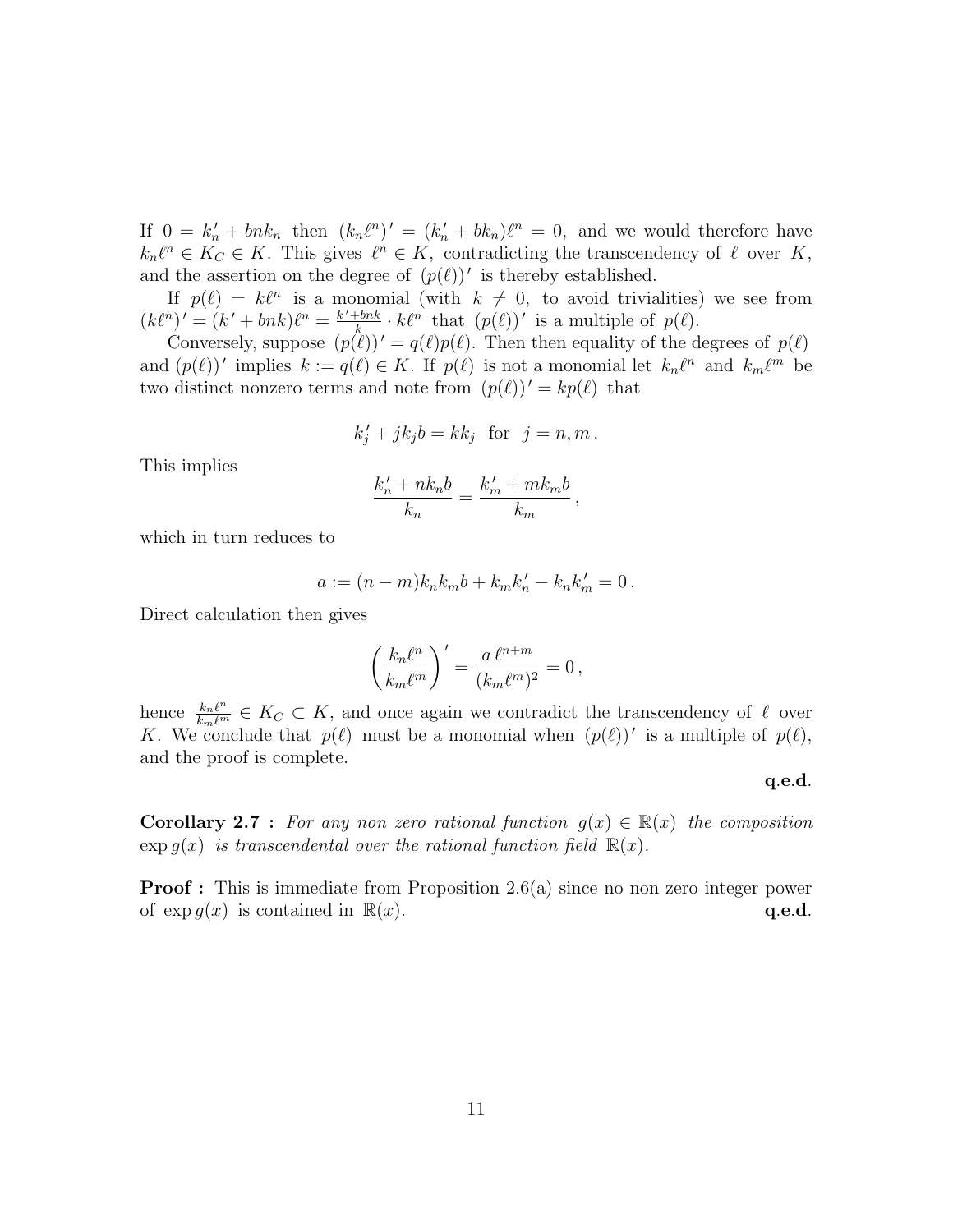If $0 = k_n' + bnk_n$ then $(k_n\ell^n)' = (k_n' + bk_n)\ell^n = 0$, and we would therefore have $k_n\ell^n \in K_C \in K$. This gives $\ell^n \in K$, contradicting the transcendency of $\ell$ over $K$, and the assertion on the degree of $(p(\ell))'$ is thereby established.

If $p(\ell) = k\ell^n$ is a monomial (with $k \neq 0$, to avoid trivialities) we see from $(k\ell^n)' = (k' + bnk)\ell^n = \frac{k'+bnk}{k} \cdot k\ell^n$ that $(p(\ell))'$ is a multiple of $p(\ell)$.

Conversely, suppose $(p(\ell))' = q(\ell)p(\ell)$. Then then equality of the degrees of $p(\ell)$ and $(p(\ell))'$ implies $k := q(\ell) \in K$. If $p(\ell)$ is not a monomial let $k_n\ell^n$ and $k_m\ell^m$ be two distinct nonzero terms and note from $(p(\ell))' = kp(\ell)$ that

$$k_j' + jk_jb = kk_j \quad \text{for} \quad j = n, m\,.$$

This implies

$$\frac{k_n' + nk_nb}{k_n} = \frac{k_m' + mk_mb}{k_m}\,,$$

which in turn reduces to

$$a := (n-m)k_nk_mb + k_mk_n' - k_nk_m' = 0\,.$$

Direct calculation then gives

$$\left(\frac{k_n\ell^n}{k_m\ell^m}\right)' = \frac{a\,\ell^{n+m}}{(k_m\ell^m)^2} = 0\,,$$

hence $\frac{k_n\ell^n}{k_m\ell^m} \in K_C \subset K$, and once again we contradict the transcendency of $\ell$ over $K$. We conclude that $p(\ell)$ must be a monomial when $(p(\ell))'$ is a multiple of $p(\ell)$, and the proof is complete.

**q.e.d.**

**Corollary 2.7 :** *For any non zero rational function $g(x) \in \mathbb{R}(x)$ the composition $\exp g(x)$ is transcendental over the rational function field $\mathbb{R}(x)$.*

**Proof :** This is immediate from Proposition 2.6(a) since no non zero integer power of $\exp g(x)$ is contained in $\mathbb{R}(x)$. **q.e.d.**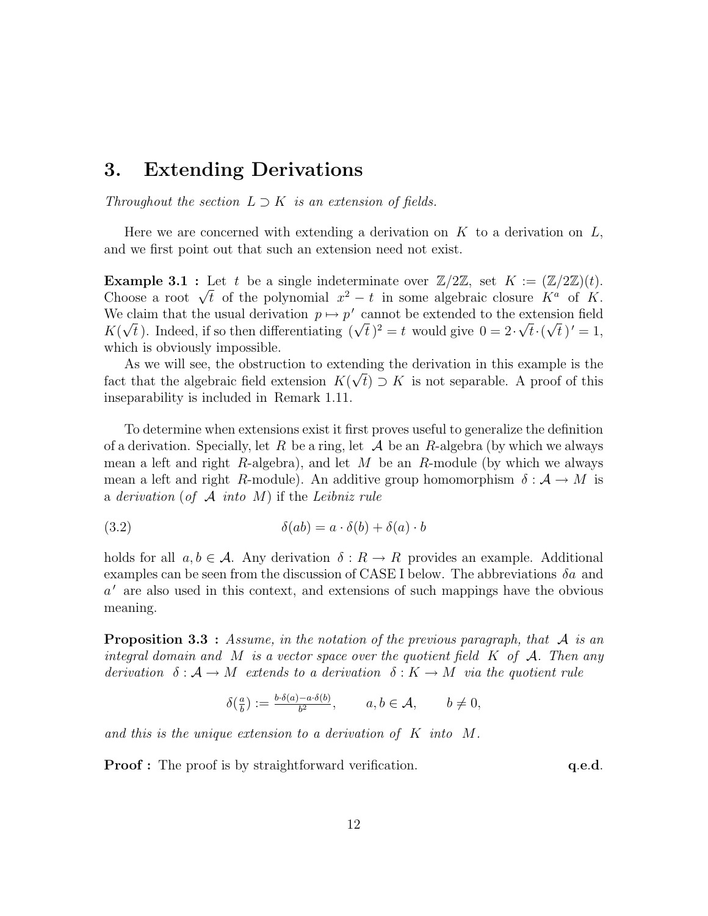## 3. Extending Derivations

*Throughout the section $L \supset K$ is an extension of fields.*

Here we are concerned with extending a derivation on $K$ to a derivation on $L$, and we first point out that such an extension need not exist.

**Example 3.1 :** Let $t$ be a single indeterminate over $\mathbb{Z}/2\mathbb{Z}$, set $K := (\mathbb{Z}/2\mathbb{Z})(t)$. Choose a root $\sqrt{t}$ of the polynomial $x^2 - t$ in some algebraic closure $K^a$ of $K$. We claim that the usual derivation $p \mapsto p'$ cannot be extended to the extension field $K(\sqrt{t}\,)$. Indeed, if so then differentiating $(\sqrt{t}\,)^2 = t$ would give $0 = 2 \cdot \sqrt{t} \cdot (\sqrt{t}\,)' = 1$, which is obviously impossible.

As we will see, the obstruction to extending the derivation in this example is the fact that the algebraic field extension $K(\sqrt{t}) \supset K$ is not separable. A proof of this inseparability is included in Remark 1.11.

To determine when extensions exist it first proves useful to generalize the definition of a derivation. Specially, let $R$ be a ring, let $\mathcal{A}$ be an $R$-algebra (by which we always mean a left and right $R$-algebra), and let $M$ be an $R$-module (by which we always mean a left and right $R$-module). An additive group homomorphism $\delta : \mathcal{A} \to M$ is a *derivation* (*of* $\mathcal{A}$ *into* $M$) if the *Leibniz rule*

$$\delta(ab) = a \cdot \delta(b) + \delta(a) \cdot b \tag{3.2}$$

holds for all $a, b \in \mathcal{A}$. Any derivation $\delta : R \to R$ provides an example. Additional examples can be seen from the discussion of CASE I below. The abbreviations $\delta a$ and $a'$ are also used in this context, and extensions of such mappings have the obvious meaning.

**Proposition 3.3 :** *Assume, in the notation of the previous paragraph, that $\mathcal{A}$ is an integral domain and $M$ is a vector space over the quotient field $K$ of $\mathcal{A}$. Then any derivation $\delta : \mathcal{A} \to M$ extends to a derivation $\delta : K \to M$ via the quotient rule*

$$\delta(\tfrac{a}{b}) := \tfrac{b \cdot \delta(a) - a \cdot \delta(b)}{b^2}, \qquad a, b \in \mathcal{A}, \qquad b \neq 0,$$

*and this is the unique extension to a derivation of $K$ into $M$.*

**Proof :** The proof is by straightforward verification. **q.e.d.**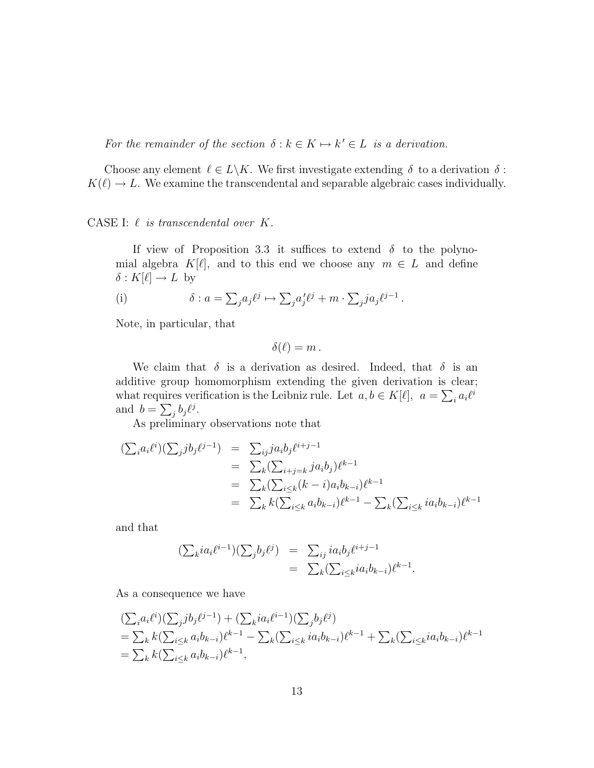*For the remainder of the section* $\delta : k \in K \mapsto k' \in L$ *is a derivation.*

Choose any element $\ell \in L \backslash K$. We first investigate extending $\delta$ to a derivation $\delta : K(\ell) \to L$. We examine the transcendental and separable algebraic cases individually.

CASE I: $\ell$ *is transcendental over* $K$.

If view of Proposition 3.3 it suffices to extend $\delta$ to the polynomial algebra $K[\ell]$, and to this end we choose any $m \in L$ and define $\delta : K[\ell] \to L$ by

$$\text{(i)} \qquad \delta : a = \textstyle\sum_j a_j \ell^j \mapsto \sum_j a_j' \ell^j + m \cdot \sum_j j a_j \ell^{j-1} \,.$$

Note, in particular, that

$$\delta(\ell) = m \,.$$

We claim that $\delta$ is a derivation as desired. Indeed, that $\delta$ is an additive group homomorphism extending the given derivation is clear; what requires verification is the Leibniz rule. Let $a, b \in K[\ell]$, $a = \sum_i a_i \ell^i$ and $b = \sum_j b_j \ell^j$.

As preliminary observations note that

$$\begin{aligned}
(\textstyle\sum_i a_i \ell^i)(\sum_j j b_j \ell^{j-1}) &= \textstyle\sum_{ij} j a_i b_j \ell^{i+j-1} \\
&= \textstyle\sum_k (\sum_{i+j=k} j a_i b_j) \ell^{k-1} \\
&= \textstyle\sum_k (\sum_{i \leq k} (k-i) a_i b_{k-i}) \ell^{k-1} \\
&= \textstyle\sum_k k (\sum_{i \leq k} a_i b_{k-i}) \ell^{k-1} - \sum_k (\sum_{i \leq k} i a_i b_{k-i}) \ell^{k-1}
\end{aligned}$$

and that

$$\begin{aligned}
(\textstyle\sum_k i a_i \ell^{i-1})(\sum_j b_j \ell^j) &= \textstyle\sum_{ij} i a_i b_j \ell^{i+j-1} \\
&= \textstyle\sum_k (\sum_{i \leq k} i a_i b_{k-i}) \ell^{k-1}.
\end{aligned}$$

As a consequence we have

$$\begin{aligned}
&(\textstyle\sum_i a_i \ell^i)(\sum_j j b_j \ell^{j-1}) + (\sum_k i a_i \ell^{i-1})(\sum_j b_j \ell^j) \\
&= \textstyle\sum_k k (\sum_{i \leq k} a_i b_{k-i}) \ell^{k-1} - \sum_k (\sum_{i \leq k} i a_i b_{k-i}) \ell^{k-1} + \sum_k (\sum_{i \leq k} i a_i b_{k-i}) \ell^{k-1} \\
&= \textstyle\sum_k k (\sum_{i \leq k} a_i b_{k-i}) \ell^{k-1},
\end{aligned}$$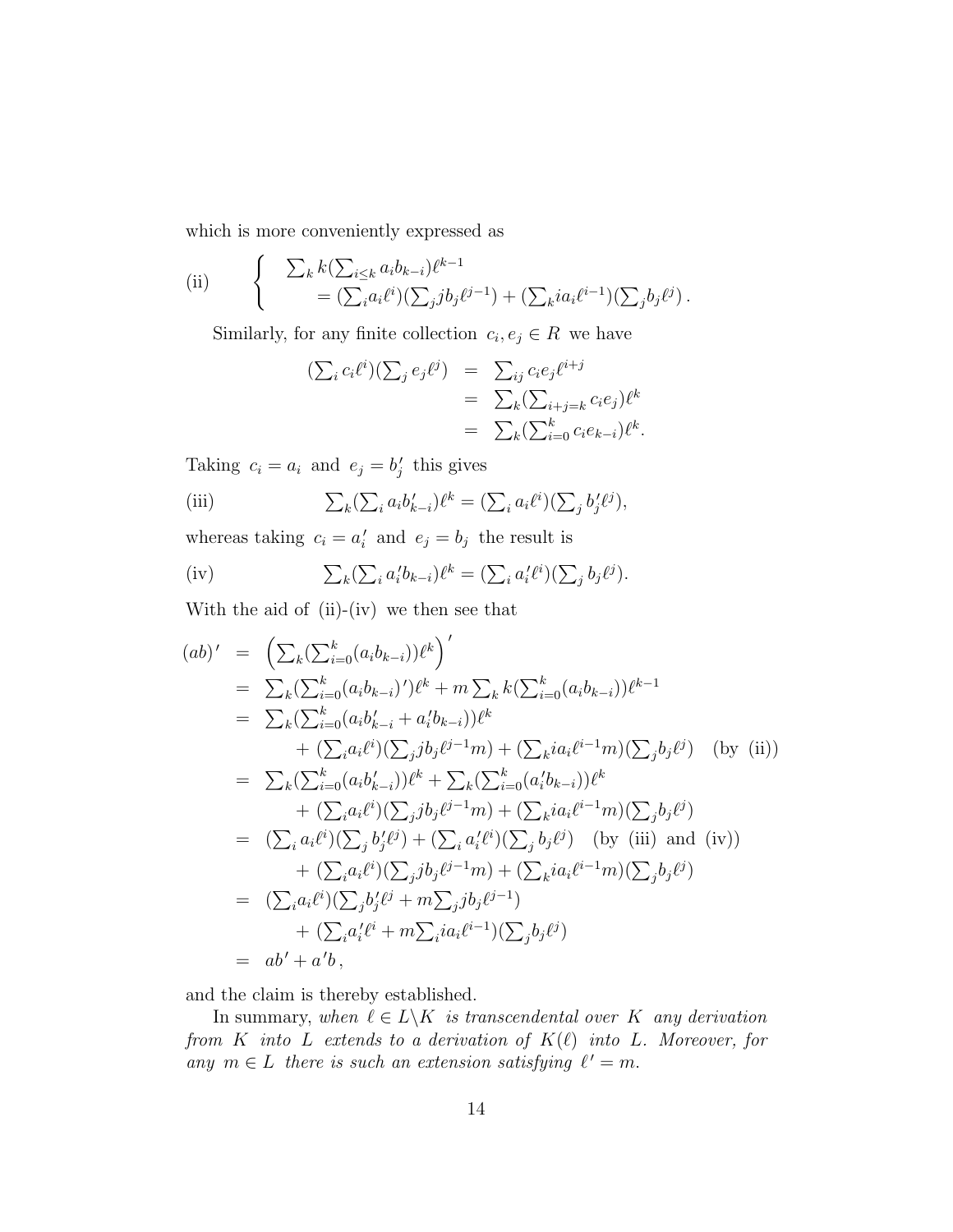which is more conveniently expressed as

$$\text{(ii)} \qquad \left\{ \begin{array}{l} \sum_k k(\sum_{i\leq k} a_i b_{k-i})\ell^{k-1} \\ \qquad = (\sum_i a_i \ell^i)(\sum_j j b_j \ell^{j-1}) + (\sum_k i a_i \ell^{i-1})(\sum_j b_j \ell^j)\,. \end{array} \right.$$

Similarly, for any finite collection $c_i, e_j \in R$ we have

$$\begin{array}{rcl} (\sum_i c_i \ell^i)(\sum_j e_j \ell^j) & = & \sum_{ij} c_i e_j \ell^{i+j} \\ & = & \sum_k (\sum_{i+j=k} c_i e_j)\ell^k \\ & = & \sum_k (\sum_{i=0}^k c_i e_{k-i})\ell^k. \end{array}$$

Taking $c_i = a_i$ and $e_j = b_j'$ this gives

$$\text{(iii)} \qquad \sum_k (\sum_i a_i b_{k-i}')\ell^k = (\sum_i a_i \ell^i)(\sum_j b_j' \ell^j),$$

whereas taking $c_i = a_i'$ and $e_j = b_j$ the result is

$$\text{(iv)} \qquad \sum_k (\sum_i a_i' b_{k-i})\ell^k = (\sum_i a_i' \ell^i)(\sum_j b_j \ell^j).$$

With the aid of (ii)-(iv) we then see that

$$\begin{array}{rcl} (ab)' & = & \left(\sum_k (\sum_{i=0}^k (a_i b_{k-i}))\ell^k\right)' \\ & = & \sum_k (\sum_{i=0}^k (a_i b_{k-i})')\ell^k + m\sum_k k(\sum_{i=0}^k (a_i b_{k-i}))\ell^{k-1} \\ & = & \sum_k (\sum_{i=0}^k (a_i b_{k-i}' + a_i' b_{k-i}))\ell^k \\ & & \quad + \, (\sum_i a_i \ell^i)(\sum_j j b_j \ell^{j-1} m) + (\sum_k i a_i \ell^{i-1} m)(\sum_j b_j \ell^j) \quad \text{(by (ii))} \\ & = & \sum_k (\sum_{i=0}^k (a_i b_{k-i}'))\ell^k + \sum_k (\sum_{i=0}^k (a_i' b_{k-i}))\ell^k \\ & & \quad + \, (\sum_i a_i \ell^i)(\sum_j j b_j \ell^{j-1} m) + (\sum_k i a_i \ell^{i-1} m)(\sum_j b_j \ell^j) \\ & = & (\sum_i a_i \ell^i)(\sum_j b_j' \ell^j) + (\sum_i a_i' \ell^i)(\sum_j b_j \ell^j) \quad \text{(by (iii) and (iv))} \\ & & \quad + \, (\sum_i a_i \ell^i)(\sum_j j b_j \ell^{j-1} m) + (\sum_k i a_i \ell^{i-1} m)(\sum_j b_j \ell^j) \\ & = & (\sum_i a_i \ell^i)(\sum_j b_j' \ell^j + m\sum_j j b_j \ell^{j-1}) \\ & & \quad + \, (\sum_i a_i' \ell^i + m\sum_i i a_i \ell^{i-1})(\sum_j b_j \ell^j) \\ & = & ab' + a'b\,, \end{array}$$

and the claim is thereby established.

In summary, *when $\ell \in L \backslash K$ is transcendental over $K$ any derivation from $K$ into $L$ extends to a derivation of $K(\ell)$ into $L$. Moreover, for any $m \in L$ there is such an extension satisfying $\ell' = m$.*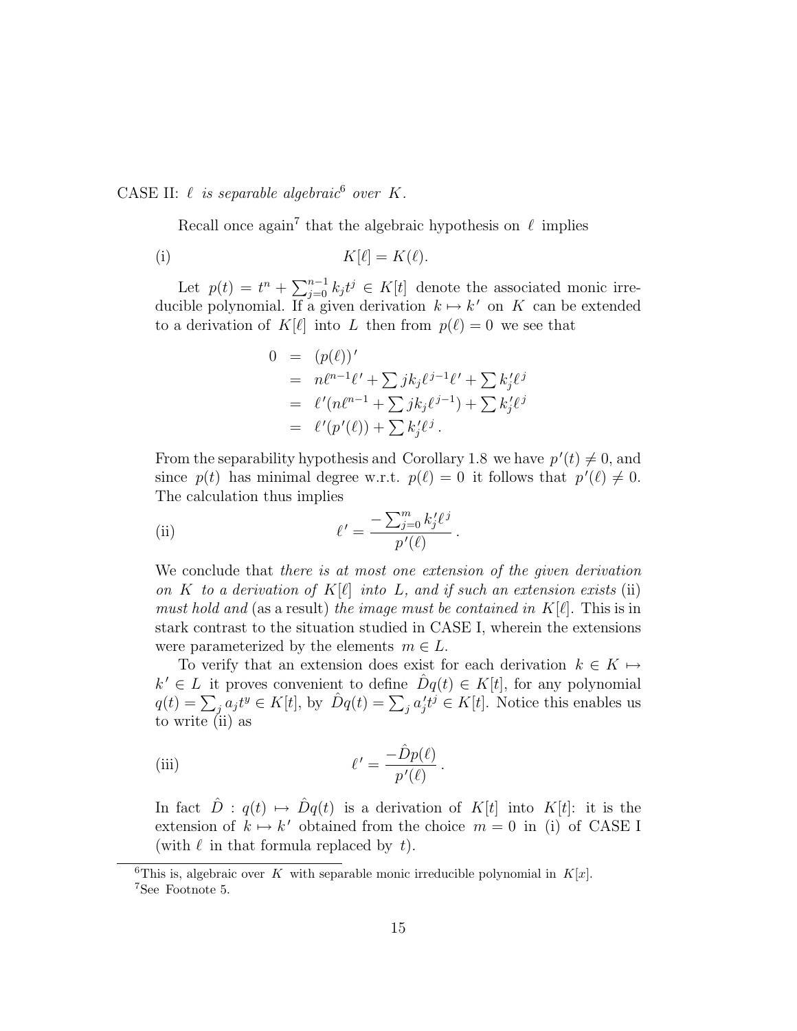CASE II: *$\ell$ is separable algebraic*[6] *over $K$.*

Recall once again[7] that the algebraic hypothesis on $\ell$ implies

$$K[\ell] = K(\ell). \tag{i}$$

Let $p(t) = t^n + \sum_{j=0}^{n-1} k_j t^j \in K[t]$ denote the associated monic irreducible polynomial. If a given derivation $k \mapsto k'$ on $K$ can be extended to a derivation of $K[\ell]$ into $L$ then from $p(\ell) = 0$ we see that

$$\begin{aligned}
0 &= (p(\ell))' \\
&= n\ell^{n-1}\ell' + \sum jk_j \ell^{j-1}\ell' + \sum k_j' \ell^j \\
&= \ell'(n\ell^{n-1} + \sum jk_j\ell^{j-1}) + \sum k_j'\ell^j \\
&= \ell'(p'(\ell)) + \sum k_j'\ell^j .
\end{aligned}$$

From the separability hypothesis and Corollary 1.8 we have $p'(t) \neq 0$, and since $p(t)$ has minimal degree w.r.t. $p(\ell) = 0$ it follows that $p'(\ell) \neq 0$. The calculation thus implies

$$\ell' = \frac{-\sum_{j=0}^{m} k_j'\ell^j}{p'(\ell)} . \tag{ii}$$

We conclude that *there is at most one extension of the given derivation on $K$ to a derivation of $K[\ell]$ into $L$, and if such an extension exists* (ii) *must hold and* (as a result) *the image must be contained in $K[\ell]$*. This is in stark contrast to the situation studied in CASE I, wherein the extensions were parameterized by the elements $m \in L$.

To verify that an extension does exist for each derivation $k \in K \mapsto k' \in L$ it proves convenient to define $\hat{D}q(t) \in K[t]$, for any polynomial $q(t) = \sum_j a_j t^y \in K[t]$, by $\hat{D}q(t) = \sum_j a_j' t^j \in K[t]$. Notice this enables us to write (ii) as

$$\ell' = \frac{-\hat{D}p(\ell)}{p'(\ell)} . \tag{iii}$$

In fact $\hat{D} : q(t) \mapsto \hat{D}q(t)$ is a derivation of $K[t]$ into $K[t]$: it is the extension of $k \mapsto k'$ obtained from the choice $m = 0$ in (i) of CASE I (with $\ell$ in that formula replaced by $t$).

---

[6] This is, algebraic over $K$ with separable monic irreducible polynomial in $K[x]$.

[7] See Footnote 5.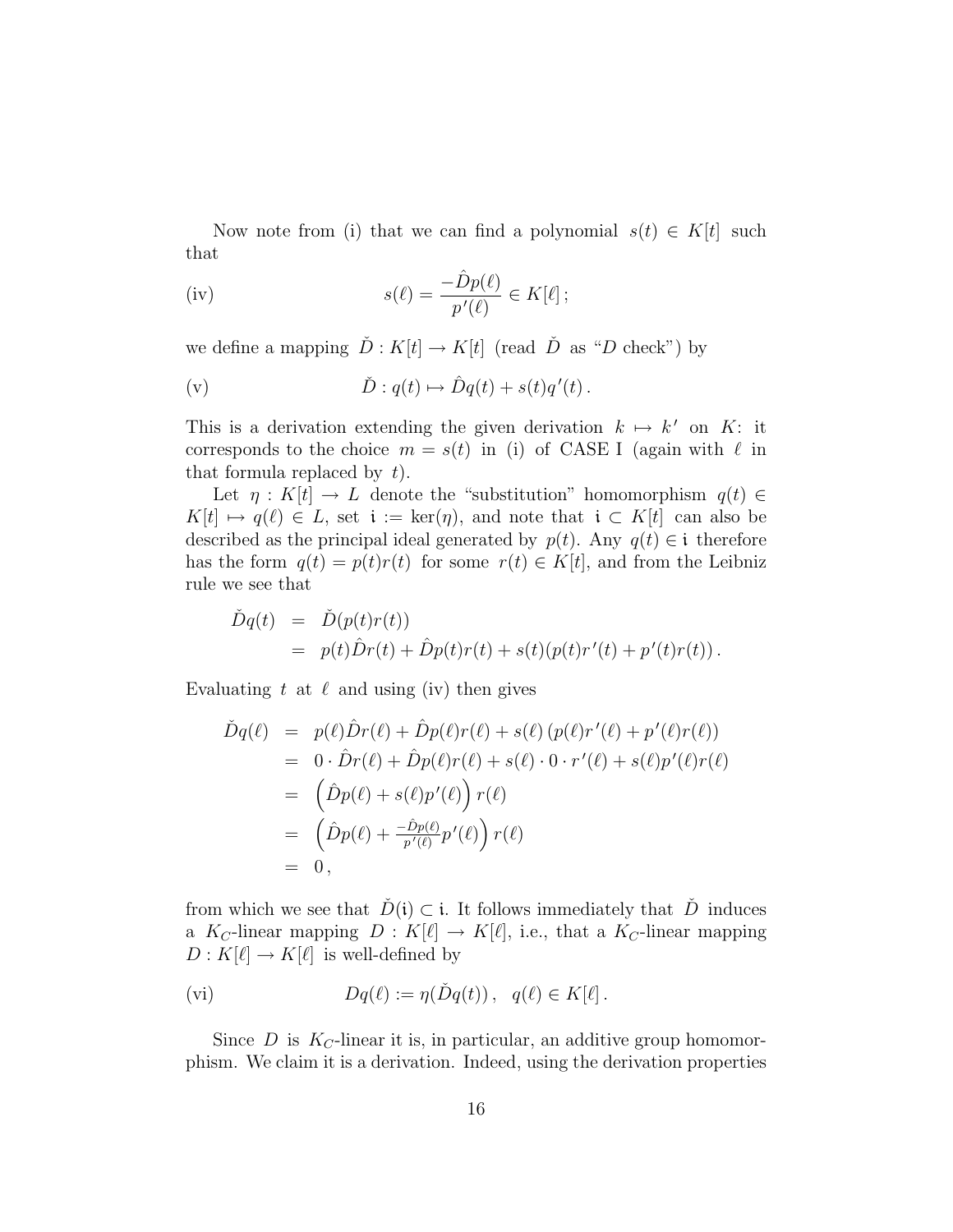Now note from (i) that we can find a polynomial $s(t) \in K[t]$ such that

$$\text{(iv)} \qquad s(\ell) = \frac{-\hat{D}p(\ell)}{p'(\ell)} \in K[\ell]\,;$$

we define a mapping $\check{D} : K[t] \to K[t]$ (read $\check{D}$ as "$D$ check") by

$$\text{(v)} \qquad \check{D} : q(t) \mapsto \hat{D}q(t) + s(t)q'(t)\,.$$

This is a derivation extending the given derivation $k \mapsto k'$ on $K$: it corresponds to the choice $m = s(t)$ in (i) of CASE I (again with $\ell$ in that formula replaced by $t$).

Let $\eta : K[t] \to L$ denote the "substitution" homomorphism $q(t) \in K[t] \mapsto q(\ell) \in L$, set $\mathfrak{i} := \ker(\eta)$, and note that $\mathfrak{i} \subset K[t]$ can also be described as the principal ideal generated by $p(t)$. Any $q(t) \in \mathfrak{i}$ therefore has the form $q(t) = p(t)r(t)$ for some $r(t) \in K[t]$, and from the Leibniz rule we see that

$$\begin{aligned}
\check{D}q(t) &= \check{D}(p(t)r(t)) \\
&= p(t)\hat{D}r(t) + \hat{D}p(t)r(t) + s(t)(p(t)r'(t) + p'(t)r(t))\,.
\end{aligned}$$

Evaluating $t$ at $\ell$ and using (iv) then gives

$$\begin{aligned}
\check{D}q(\ell) &= p(\ell)\hat{D}r(\ell) + \hat{D}p(\ell)r(\ell) + s(\ell)\left(p(\ell)r'(\ell) + p'(\ell)r(\ell)\right) \\
&= 0 \cdot \hat{D}r(\ell) + \hat{D}p(\ell)r(\ell) + s(\ell) \cdot 0 \cdot r'(\ell) + s(\ell)p'(\ell)r(\ell) \\
&= \left(\hat{D}p(\ell) + s(\ell)p'(\ell)\right) r(\ell) \\
&= \left(\hat{D}p(\ell) + \tfrac{-\hat{D}p(\ell)}{p'(\ell)}p'(\ell)\right) r(\ell) \\
&= 0\,,
\end{aligned}$$

from which we see that $\check{D}(\mathfrak{i}) \subset \mathfrak{i}$. It follows immediately that $\check{D}$ induces a $K_C$-linear mapping $D : K[\ell] \to K[\ell]$, i.e., that a $K_C$-linear mapping $D : K[\ell] \to K[\ell]$ is well-defined by

$$\text{(vi)} \qquad Dq(\ell) := \eta(\check{D}q(t))\,, \quad q(\ell) \in K[\ell]\,.$$

Since $D$ is $K_C$-linear it is, in particular, an additive group homomorphism. We claim it is a derivation. Indeed, using the derivation properties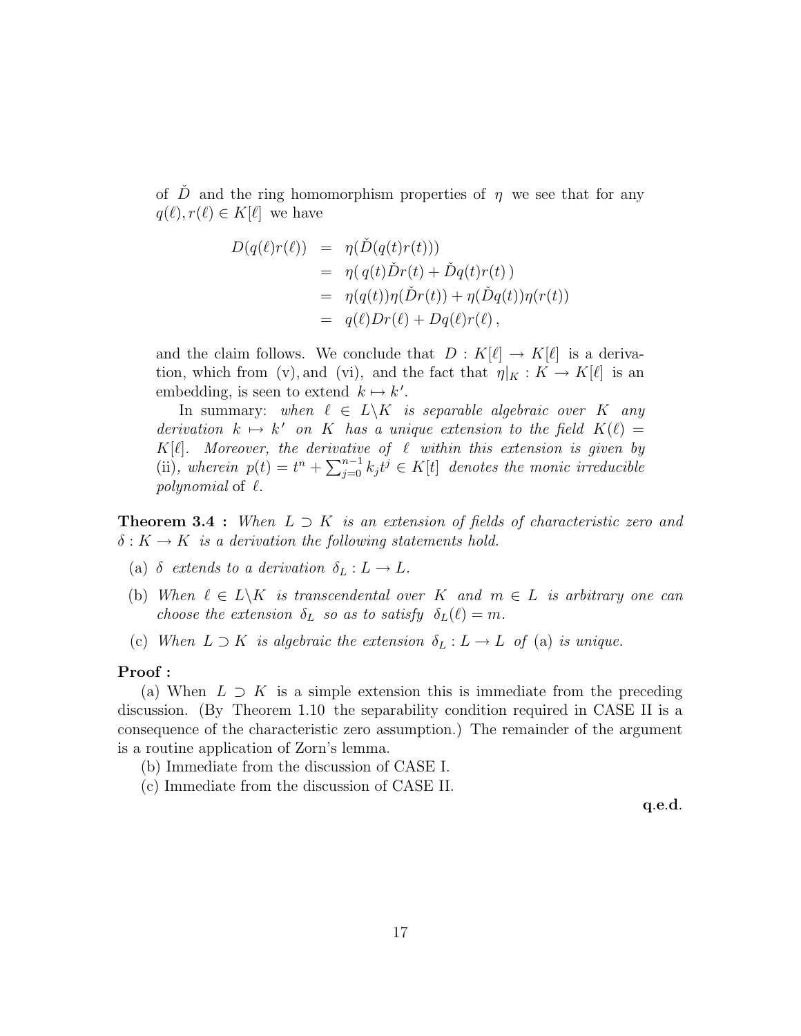of $\check{D}$ and the ring homomorphism properties of $\eta$ we see that for any $q(\ell), r(\ell) \in K[\ell]$ we have

$$\begin{aligned}
D(q(\ell)r(\ell)) &= \eta(\check{D}(q(t)r(t))) \\
&= \eta(\, q(t)\check{D}r(t) + \check{D}q(t)r(t)\,) \\
&= \eta(q(t))\eta(\check{D}r(t)) + \eta(\check{D}q(t))\eta(r(t)) \\
&= q(\ell)Dr(\ell) + Dq(\ell)r(\ell)\,,
\end{aligned}$$

and the claim follows. We conclude that $D : K[\ell] \to K[\ell]$ is a derivation, which from (v), and (vi), and the fact that $\eta|_K : K \to K[\ell]$ is an embedding, is seen to extend $k \mapsto k'$.

In summary: *when $\ell \in L \backslash K$ is separable algebraic over $K$ any derivation $k \mapsto k'$ on $K$ has a unique extension to the field $K(\ell) = K[\ell]$. Moreover, the derivative of $\ell$ within this extension is given by* (ii), *wherein $p(t) = t^n + \sum_{j=0}^{n-1} k_j t^j \in K[t]$ denotes the monic irreducible polynomial* of $\ell$.

**Theorem 3.4 :** *When $L \supset K$ is an extension of fields of characteristic zero and $\delta : K \to K$ is a derivation the following statements hold.*

(a) *$\delta$ extends to a derivation $\delta_L : L \to L$.*

(b) *When $\ell \in L \backslash K$ is transcendental over $K$ and $m \in L$ is arbitrary one can choose the extension $\delta_L$ so as to satisfy $\delta_L(\ell) = m$.*

(c) *When $L \supset K$ is algebraic the extension $\delta_L : L \to L$ of* (a) *is unique.*

**Proof :**

(a) When $L \supset K$ is a simple extension this is immediate from the preceding discussion. (By Theorem 1.10 the separability condition required in CASE II is a consequence of the characteristic zero assumption.) The remainder of the argument is a routine application of Zorn's lemma.

(b) Immediate from the discussion of CASE I.

(c) Immediate from the discussion of CASE II.

**q.e.d.**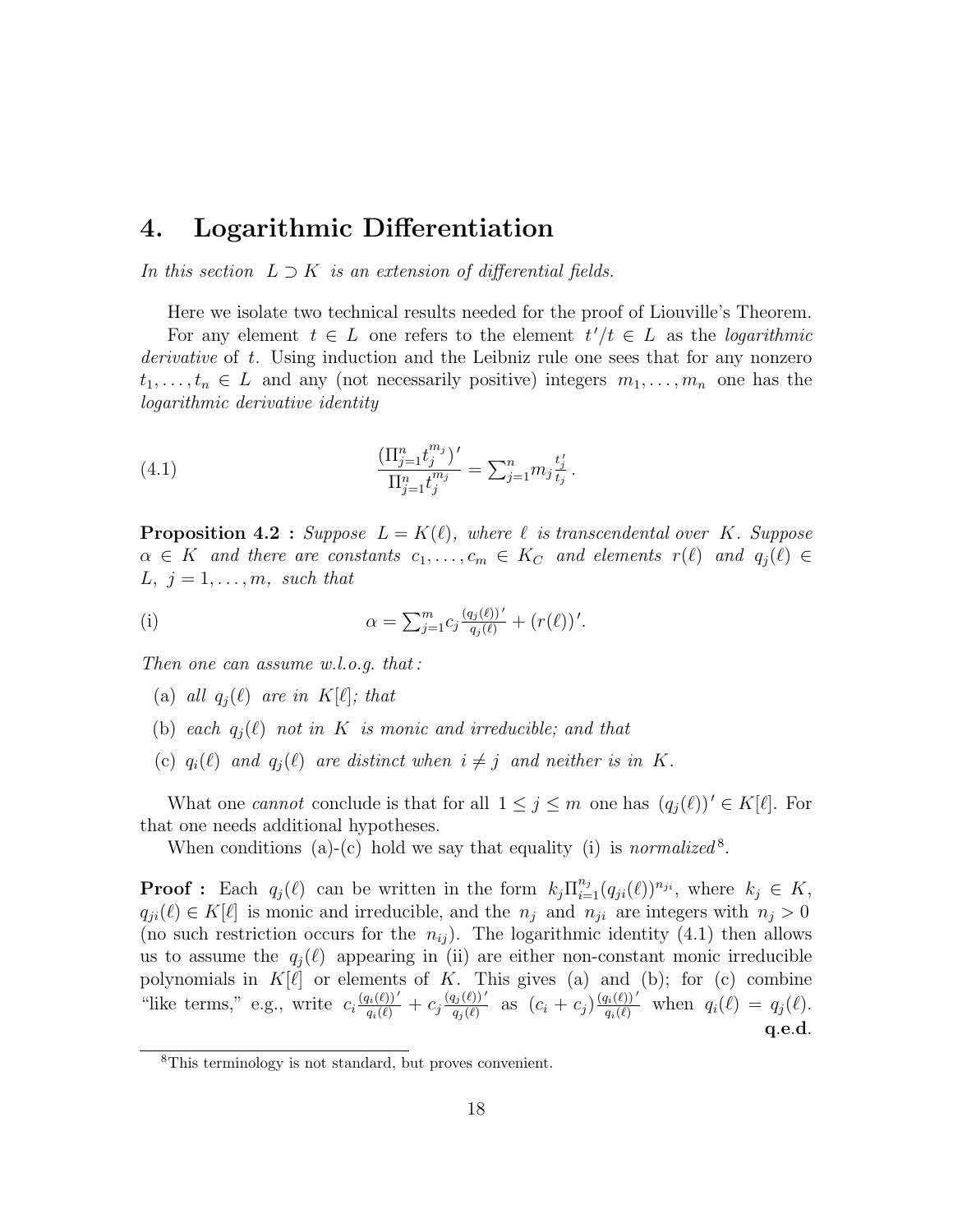## 4. Logarithmic Differentiation

*In this section* $L \supset K$ *is an extension of differential fields.*

Here we isolate two technical results needed for the proof of Liouville's Theorem.

For any element $t \in L$ one refers to the element $t'/t \in L$ as the *logarithmic derivative* of $t$. Using induction and the Leibniz rule one sees that for any nonzero $t_1, \ldots, t_n \in L$ and any (not necessarily positive) integers $m_1, \ldots, m_n$ one has the *logarithmic derivative identity*

$$\text{(4.1)} \qquad \frac{(\Pi_{j=1}^{n} t_j^{m_j})'}{\Pi_{j=1}^{n} t_j^{m_j}} = \sum_{j=1}^{n} m_j \tfrac{t_j'}{t_j}\,.$$

**Proposition 4.2 :** *Suppose* $L = K(\ell)$*, where* $\ell$ *is transcendental over* $K$*. Suppose* $\alpha \in K$ *and there are constants* $c_1, \ldots, c_m \in K_C$ *and elements* $r(\ell)$ *and* $q_j(\ell) \in L$*,* $j = 1, \ldots, m$*, such that*

$$\text{(i)} \qquad \alpha = \sum_{j=1}^{m} c_j \tfrac{(q_j(\ell))'}{q_j(\ell)} + (r(\ell))'.$$

*Then one can assume w.l.o.g. that :*

- (a) *all* $q_j(\ell)$ *are in* $K[\ell]$*; that*
- (b) *each* $q_j(\ell)$ *not in* $K$ *is monic and irreducible; and that*
- (c) $q_i(\ell)$ *and* $q_j(\ell)$ *are distinct when* $i \neq j$ *and neither is in* $K$*.*

What one *cannot* conclude is that for all $1 \leq j \leq m$ one has $(q_j(\ell))' \in K[\ell]$. For that one needs additional hypotheses.

When conditions (a)-(c) hold we say that equality (i) is *normalized*[8].

**Proof :** Each $q_j(\ell)$ can be written in the form $k_j \Pi_{i=1}^{n_j} (q_{ji}(\ell))^{n_{ji}}$, where $k_j \in K$, $q_{ji}(\ell) \in K[\ell]$ is monic and irreducible, and the $n_j$ and $n_{ji}$ are integers with $n_j > 0$ (no such restriction occurs for the $n_{ij}$). The logarithmic identity (4.1) then allows us to assume the $q_j(\ell)$ appearing in (ii) are either non-constant monic irreducible polynomials in $K[\ell]$ or elements of $K$. This gives (a) and (b); for (c) combine "like terms," e.g., write $c_i \frac{(q_i(\ell))'}{q_i(\ell)} + c_j \frac{(q_j(\ell))'}{q_j(\ell)}$ as $(c_i + c_j) \frac{(q_i(\ell))'}{q_i(\ell)}$ when $q_i(\ell) = q_j(\ell)$. **q.e.d.**

[8] This terminology is not standard, but proves convenient.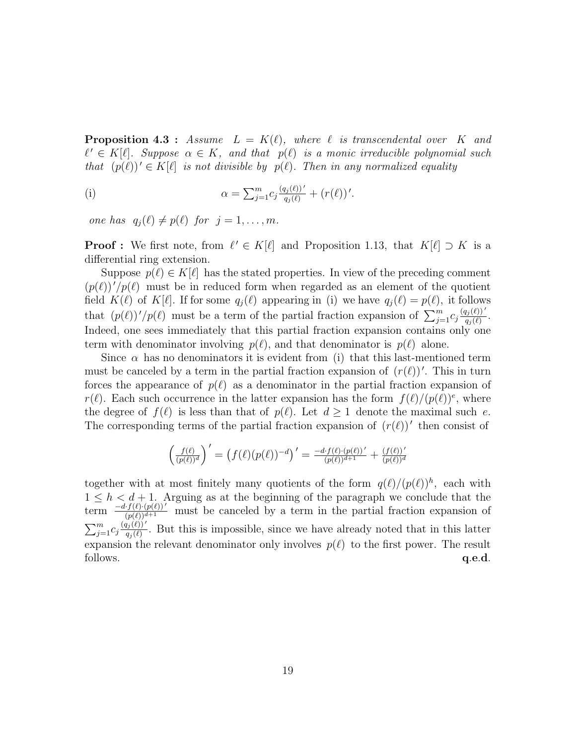**Proposition 4.3 :** *Assume* $L = K(\ell)$, *where* $\ell$ *is transcendental over* $K$ *and* $\ell' \in K[\ell]$. *Suppose* $\alpha \in K$, *and that* $p(\ell)$ *is a monic irreducible polynomial such that* $(p(\ell))' \in K[\ell]$ *is not divisible by* $p(\ell)$. *Then in any normalized equality*

$$\text{(i)} \qquad \alpha = \sum_{j=1}^{m} c_j \frac{(q_j(\ell))'}{q_j(\ell)} + (r(\ell))'.$$

*one has* $q_j(\ell) \neq p(\ell)$ *for* $j = 1, \ldots, m$.

**Proof :** We first note, from $\ell' \in K[\ell]$ and Proposition 1.13, that $K[\ell] \supset K$ is a differential ring extension.

Suppose $p(\ell) \in K[\ell]$ has the stated properties. In view of the preceding comment $(p(\ell))'/p(\ell)$ must be in reduced form when regarded as an element of the quotient field $K(\ell)$ of $K[\ell]$. If for some $q_j(\ell)$ appearing in (i) we have $q_j(\ell) = p(\ell)$, it follows that $(p(\ell))'/p(\ell)$ must be a term of the partial fraction expansion of $\sum_{j=1}^{m} c_j \frac{(q_j(\ell))'}{q_j(\ell)}$. Indeed, one sees immediately that this partial fraction expansion contains only one term with denominator involving $p(\ell)$, and that denominator is $p(\ell)$ alone.

Since $\alpha$ has no denominators it is evident from (i) that this last-mentioned term must be canceled by a term in the partial fraction expansion of $(r(\ell))'$. This in turn forces the appearance of $p(\ell)$ as a denominator in the partial fraction expansion of $r(\ell)$. Each such occurrence in the latter expansion has the form $f(\ell)/(p(\ell))^e$, where the degree of $f(\ell)$ is less than that of $p(\ell)$. Let $d \geq 1$ denote the maximal such $e$. The corresponding terms of the partial fraction expansion of $(r(\ell))'$ then consist of

$$\left(\frac{f(\ell)}{(p(\ell))^d}\right)' = \left(f(\ell)(p(\ell))^{-d}\right)' = \frac{-d \cdot f(\ell) \cdot (p(\ell))'}{(p(\ell))^{d+1}} + \frac{(f(\ell))'}{(p(\ell))^d}$$

together with at most finitely many quotients of the form $q(\ell)/(p(\ell))^h$, each with $1 \leq h < d + 1$. Arguing as at the beginning of the paragraph we conclude that the term $\frac{-d \cdot f(\ell) \cdot (p(\ell))'}{(p(\ell))^{d+1}}$ must be canceled by a term in the partial fraction expansion of $\sum_{j=1}^{m} c_j \frac{(q_j(\ell))'}{q_j(\ell)}$. But this is impossible, since we have already noted that in this latter expansion the relevant denominator only involves $p(\ell)$ to the first power. The result follows. **q.e.d.**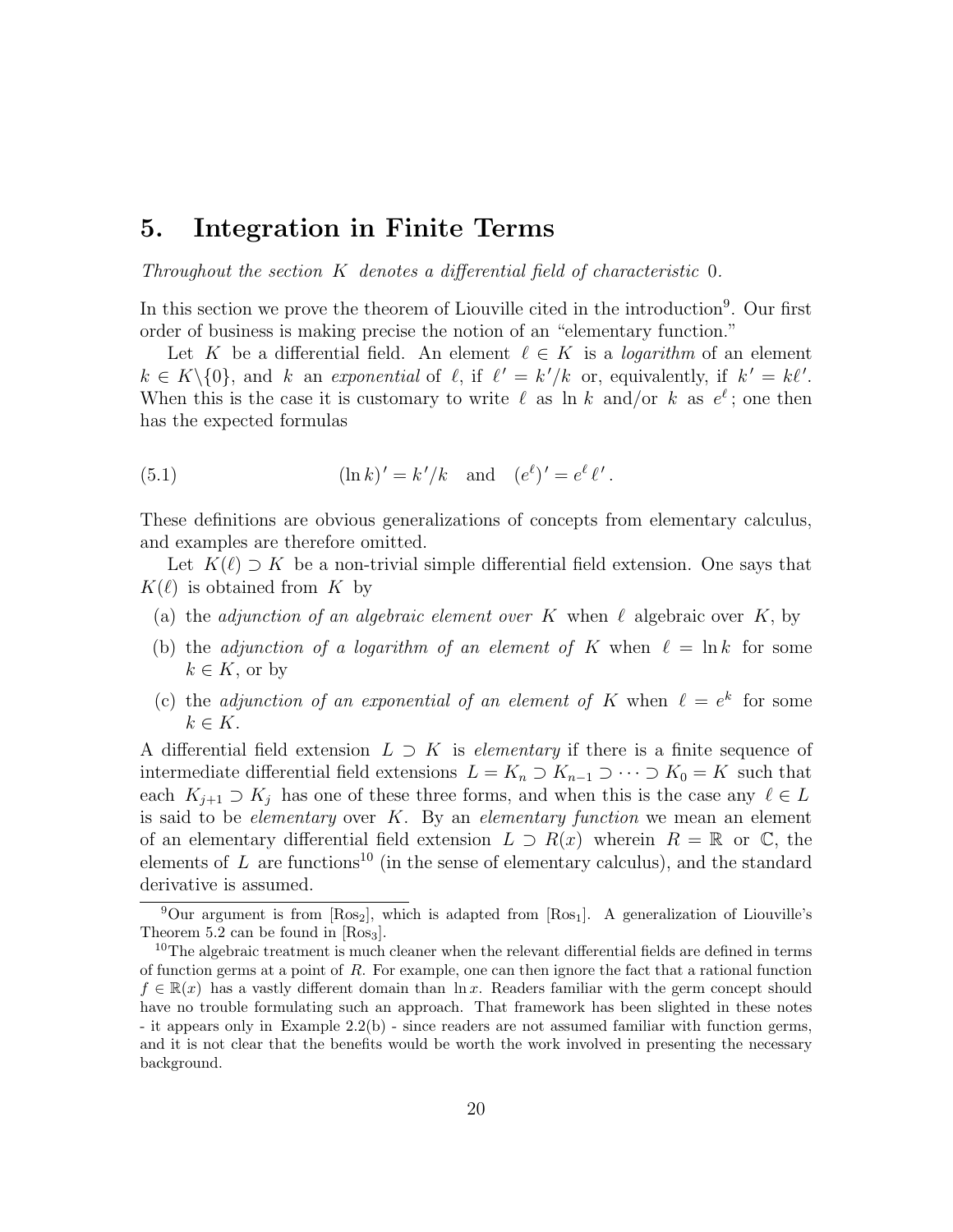## 5. Integration in Finite Terms

*Throughout the section $K$ denotes a differential field of characteristic 0.*

In this section we prove the theorem of Liouville cited in the introduction[9]. Our first order of business is making precise the notion of an "elementary function."

Let $K$ be a differential field. An element $\ell \in K$ is a *logarithm* of an element $k \in K \backslash \{0\}$, and $k$ an *exponential* of $\ell$, if $\ell' = k'/k$ or, equivalently, if $k' = k\ell'$. When this is the case it is customary to write $\ell$ as $\ln k$ and/or $k$ as $e^{\ell}$; one then has the expected formulas

$$(\ln k)' = k'/k \quad \text{and} \quad (e^{\ell})' = e^{\ell}\,\ell'\,. \tag{5.1}$$

These definitions are obvious generalizations of concepts from elementary calculus, and examples are therefore omitted.

Let $K(\ell) \supset K$ be a non-trivial simple differential field extension. One says that $K(\ell)$ is obtained from $K$ by

- (a) the *adjunction of an algebraic element over* $K$ when $\ell$ algebraic over $K$, by
- (b) the *adjunction of a logarithm of an element of* $K$ when $\ell = \ln k$ for some $k \in K$, or by
- (c) the *adjunction of an exponential of an element of* $K$ when $\ell = e^k$ for some $k \in K$.

A differential field extension $L \supset K$ is *elementary* if there is a finite sequence of intermediate differential field extensions $L = K_n \supset K_{n-1} \supset \cdots \supset K_0 = K$ such that each $K_{j+1} \supset K_j$ has one of these three forms, and when this is the case any $\ell \in L$ is said to be *elementary* over $K$. By an *elementary function* we mean an element of an elementary differential field extension $L \supset R(x)$ wherein $R = \mathbb{R}$ or $\mathbb{C}$, the elements of $L$ are functions[10] (in the sense of elementary calculus), and the standard derivative is assumed.

---

[9] Our argument is from [Ros$_2$], which is adapted from [Ros$_1$]. A generalization of Liouville's Theorem 5.2 can be found in [Ros$_3$].

[10] The algebraic treatment is much cleaner when the relevant differential fields are defined in terms of function germs at a point of $R$. For example, one can then ignore the fact that a rational function $f \in \mathbb{R}(x)$ has a vastly different domain than $\ln x$. Readers familiar with the germ concept should have no trouble formulating such an approach. That framework has been slighted in these notes - it appears only in Example 2.2(b) - since readers are not assumed familiar with function germs, and it is not clear that the benefits would be worth the work involved in presenting the necessary background.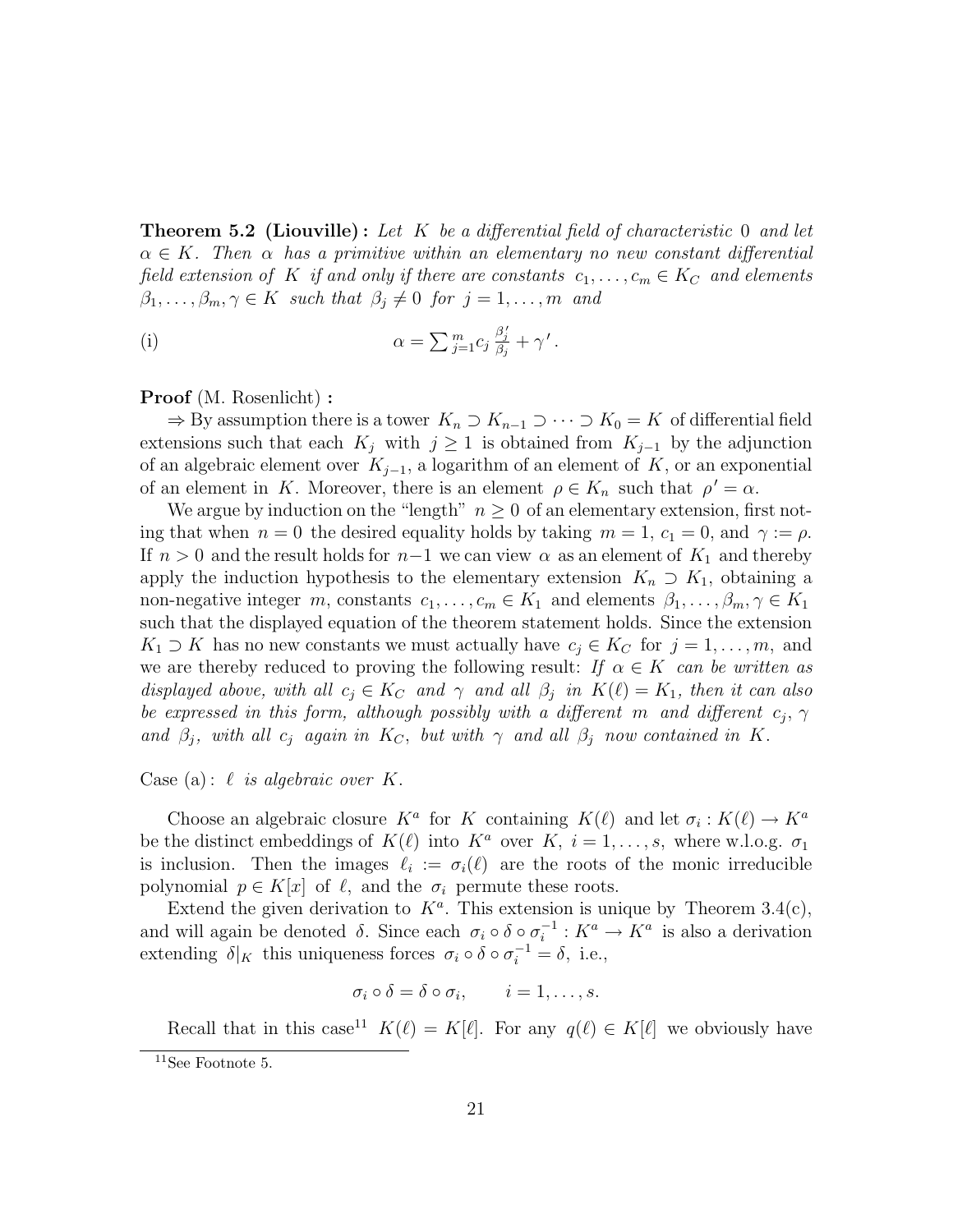**Theorem 5.2 (Liouville) :** *Let $K$ be a differential field of characteristic $0$ and let $\alpha \in K$. Then $\alpha$ has a primitive within an elementary no new constant differential field extension of $K$ if and only if there are constants $c_1, \ldots, c_m \in K_C$ and elements $\beta_1, \ldots, \beta_m, \gamma \in K$ such that $\beta_j \neq 0$ for $j = 1, \ldots, m$ and*

$$\text{(i)} \qquad \alpha = \sum_{j=1}^{m} c_j \, \frac{\beta_j'}{\beta_j} + \gamma' \, .$$

**Proof** (M. Rosenlicht) **:**

$\Rightarrow$ By assumption there is a tower $K_n \supset K_{n-1} \supset \cdots \supset K_0 = K$ of differential field extensions such that each $K_j$ with $j \geq 1$ is obtained from $K_{j-1}$ by the adjunction of an algebraic element over $K_{j-1}$, a logarithm of an element of $K$, or an exponential of an element in $K$. Moreover, there is an element $\rho \in K_n$ such that $\rho' = \alpha$.

We argue by induction on the "length" $n \geq 0$ of an elementary extension, first noting that when $n = 0$ the desired equality holds by taking $m = 1$, $c_1 = 0$, and $\gamma := \rho$. If $n > 0$ and the result holds for $n-1$ we can view $\alpha$ as an element of $K_1$ and thereby apply the induction hypothesis to the elementary extension $K_n \supset K_1$, obtaining a non-negative integer $m$, constants $c_1, \ldots, c_m \in K_1$ and elements $\beta_1, \ldots, \beta_m, \gamma \in K_1$ such that the displayed equation of the theorem statement holds. Since the extension $K_1 \supset K$ has no new constants we must actually have $c_j \in K_C$ for $j = 1, \ldots, m$, and we are thereby reduced to proving the following result: *If $\alpha \in K$ can be written as displayed above, with all $c_j \in K_C$ and $\gamma$ and all $\beta_j$ in $K(\ell) = K_1$, then it can also be expressed in this form, although possibly with a different $m$ and different $c_j$, $\gamma$ and $\beta_j$, with all $c_j$ again in $K_C$, but with $\gamma$ and all $\beta_j$ now contained in $K$.*

Case (a) : *$\ell$ is algebraic over $K$.*

Choose an algebraic closure $K^a$ for $K$ containing $K(\ell)$ and let $\sigma_i : K(\ell) \to K^a$ be the distinct embeddings of $K(\ell)$ into $K^a$ over $K$, $i = 1, \ldots, s$, where w.l.o.g. $\sigma_1$ is inclusion. Then the images $\ell_i := \sigma_i(\ell)$ are the roots of the monic irreducible polynomial $p \in K[x]$ of $\ell$, and the $\sigma_i$ permute these roots.

Extend the given derivation to $K^a$. This extension is unique by Theorem 3.4(c), and will again be denoted $\delta$. Since each $\sigma_i \circ \delta \circ \sigma_i^{-1} : K^a \to K^a$ is also a derivation extending $\delta|_K$ this uniqueness forces $\sigma_i \circ \delta \circ \sigma_i^{-1} = \delta$, i.e.,

$$\sigma_i \circ \delta = \delta \circ \sigma_i, \qquad i = 1, \ldots, s.$$

Recall that in this case[11] $K(\ell) = K[\ell]$. For any $q(\ell) \in K[\ell]$ we obviously have

[11] See Footnote 5.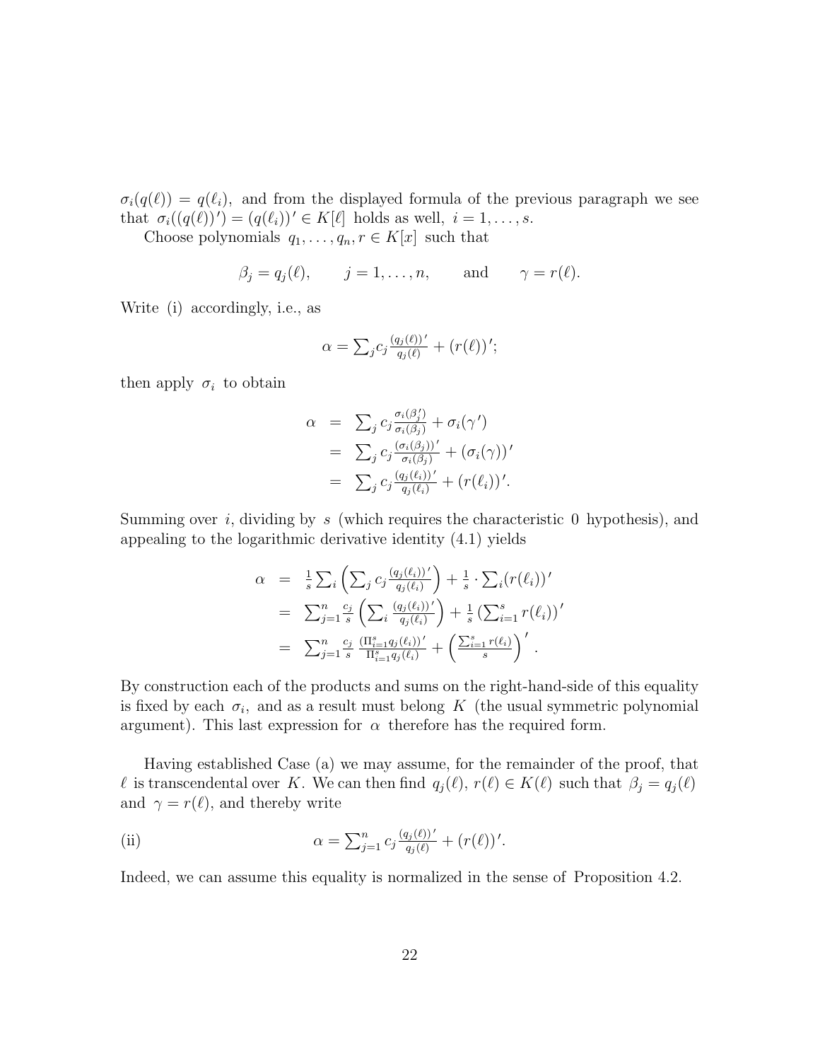$\sigma_i(q(\ell)) = q(\ell_i)$, and from the displayed formula of the previous paragraph we see that $\sigma_i((q(\ell))') = (q(\ell_i))' \in K[\ell]$ holds as well, $i = 1, \ldots, s$.

Choose polynomials $q_1, \ldots, q_n, r \in K[x]$ such that

$$\beta_j = q_j(\ell), \qquad j = 1, \ldots, n, \qquad \text{and} \qquad \gamma = r(\ell).$$

Write (i) accordingly, i.e., as

$$\alpha = \textstyle\sum_j c_j \frac{(q_j(\ell))'}{q_j(\ell)} + (r(\ell))';$$

then apply $\sigma_i$ to obtain

$$\begin{aligned}
\alpha &= \textstyle\sum_j c_j \frac{\sigma_i(\beta_j')}{\sigma_i(\beta_j)} + \sigma_i(\gamma') \\
&= \textstyle\sum_j c_j \frac{(\sigma_i(\beta_j))'}{\sigma_i(\beta_j)} + (\sigma_i(\gamma))' \\
&= \textstyle\sum_j c_j \frac{(q_j(\ell_i))'}{q_j(\ell_i)} + (r(\ell_i))'.
\end{aligned}$$

Summing over $i$, dividing by $s$ (which requires the characteristic 0 hypothesis), and appealing to the logarithmic derivative identity (4.1) yields

$$\begin{aligned}
\alpha &= \tfrac{1}{s} \textstyle\sum_i \left( \sum_j c_j \frac{(q_j(\ell_i))'}{q_j(\ell_i)} \right) + \frac{1}{s} \cdot \sum_i (r(\ell_i))' \\
&= \textstyle\sum_{j=1}^n \frac{c_j}{s} \left( \sum_i \frac{(q_j(\ell_i))'}{q_j(\ell_i)} \right) + \frac{1}{s} \left( \sum_{i=1}^s r(\ell_i) \right)' \\
&= \textstyle\sum_{j=1}^n \frac{c_j}{s} \, \frac{(\Pi_{i=1}^s q_j(\ell_i))'}{\Pi_{i=1}^s q_j(\ell_i)} + \left( \frac{\sum_{i=1}^s r(\ell_i)}{s} \right)' .
\end{aligned}$$

By construction each of the products and sums on the right-hand-side of this equality is fixed by each $\sigma_i$, and as a result must belong $K$ (the usual symmetric polynomial argument). This last expression for $\alpha$ therefore has the required form.

Having established Case (a) we may assume, for the remainder of the proof, that $\ell$ is transcendental over $K$. We can then find $q_j(\ell)$, $r(\ell) \in K(\ell)$ such that $\beta_j = q_j(\ell)$ and $\gamma = r(\ell)$, and thereby write

$$\text{(ii)} \qquad \alpha = \textstyle\sum_{j=1}^n c_j \frac{(q_j(\ell))'}{q_j(\ell)} + (r(\ell))'.$$

Indeed, we can assume this equality is normalized in the sense of Proposition 4.2.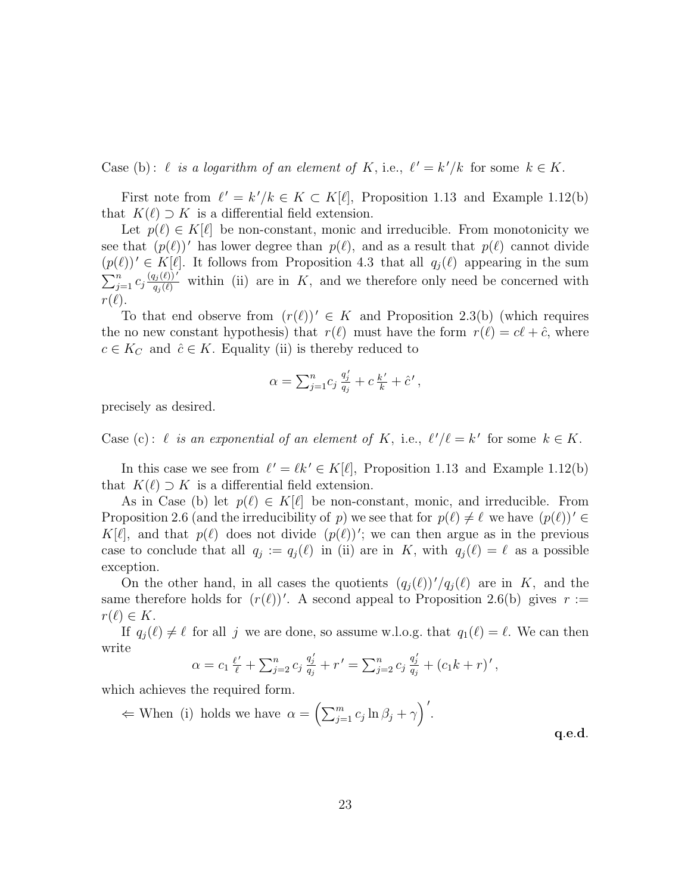Case (b) : *$\ell$ is a logarithm of an element of* $K$, i.e., $\ell' = k'/k$ for some $k \in K$.

First note from $\ell' = k'/k \in K \subset K[\ell]$, Proposition 1.13 and Example 1.12(b) that $K(\ell) \supset K$ is a differential field extension.

Let $p(\ell) \in K[\ell]$ be non-constant, monic and irreducible. From monotonicity we see that $(p(\ell))'$ has lower degree than $p(\ell)$, and as a result that $p(\ell)$ cannot divide $(p(\ell))' \in K[\ell]$. It follows from Proposition 4.3 that all $q_j(\ell)$ appearing in the sum $\sum_{j=1}^{n} c_j \frac{(q_j(\ell))'}{q_j(\ell)}$ within (ii) are in $K$, and we therefore only need be concerned with $r(\ell)$.

To that end observe from $(r(\ell))' \in K$ and Proposition 2.3(b) (which requires the no new constant hypothesis) that $r(\ell)$ must have the form $r(\ell) = c\ell + \hat{c}$, where $c \in K_C$ and $\hat{c} \in K$. Equality (ii) is thereby reduced to

$$\alpha = \sum_{j=1}^{n} c_j \frac{q_j'}{q_j} + c\,\frac{k'}{k} + \hat{c}'\,,$$

precisely as desired.

Case (c) : *$\ell$ is an exponential of an element of* $K$, i.e., $\ell'/\ell = k'$ for some $k \in K$.

In this case we see from $\ell' = \ell k' \in K[\ell]$, Proposition 1.13 and Example 1.12(b) that $K(\ell) \supset K$ is a differential field extension.

As in Case (b) let $p(\ell) \in K[\ell]$ be non-constant, monic, and irreducible. From Proposition 2.6 (and the irreducibility of $p$) we see that for $p(\ell) \neq \ell$ we have $(p(\ell))' \in K[\ell]$, and that $p(\ell)$ does not divide $(p(\ell))'$; we can then argue as in the previous case to conclude that all $q_j := q_j(\ell)$ in (ii) are in $K$, with $q_j(\ell) = \ell$ as a possible exception.

On the other hand, in all cases the quotients $(q_j(\ell))'/q_j(\ell)$ are in $K$, and the same therefore holds for $(r(\ell))'$. A second appeal to Proposition 2.6(b) gives $r := r(\ell) \in K$.

If $q_j(\ell) \neq \ell$ for all $j$ we are done, so assume w.l.o.g. that $q_1(\ell) = \ell$. We can then write

$$\alpha = c_1\,\frac{\ell'}{\ell} + \sum_{j=2}^{n} c_j\,\frac{q_j'}{q_j} + r' = \sum_{j=2}^{n} c_j\,\frac{q_j'}{q_j} + (c_1 k + r)'\,,$$

which achieves the required form.

$\Leftarrow$ When (i) holds we have $\alpha = \left(\sum_{j=1}^{m} c_j \ln \beta_j + \gamma\right)'$.

**q.e.d.**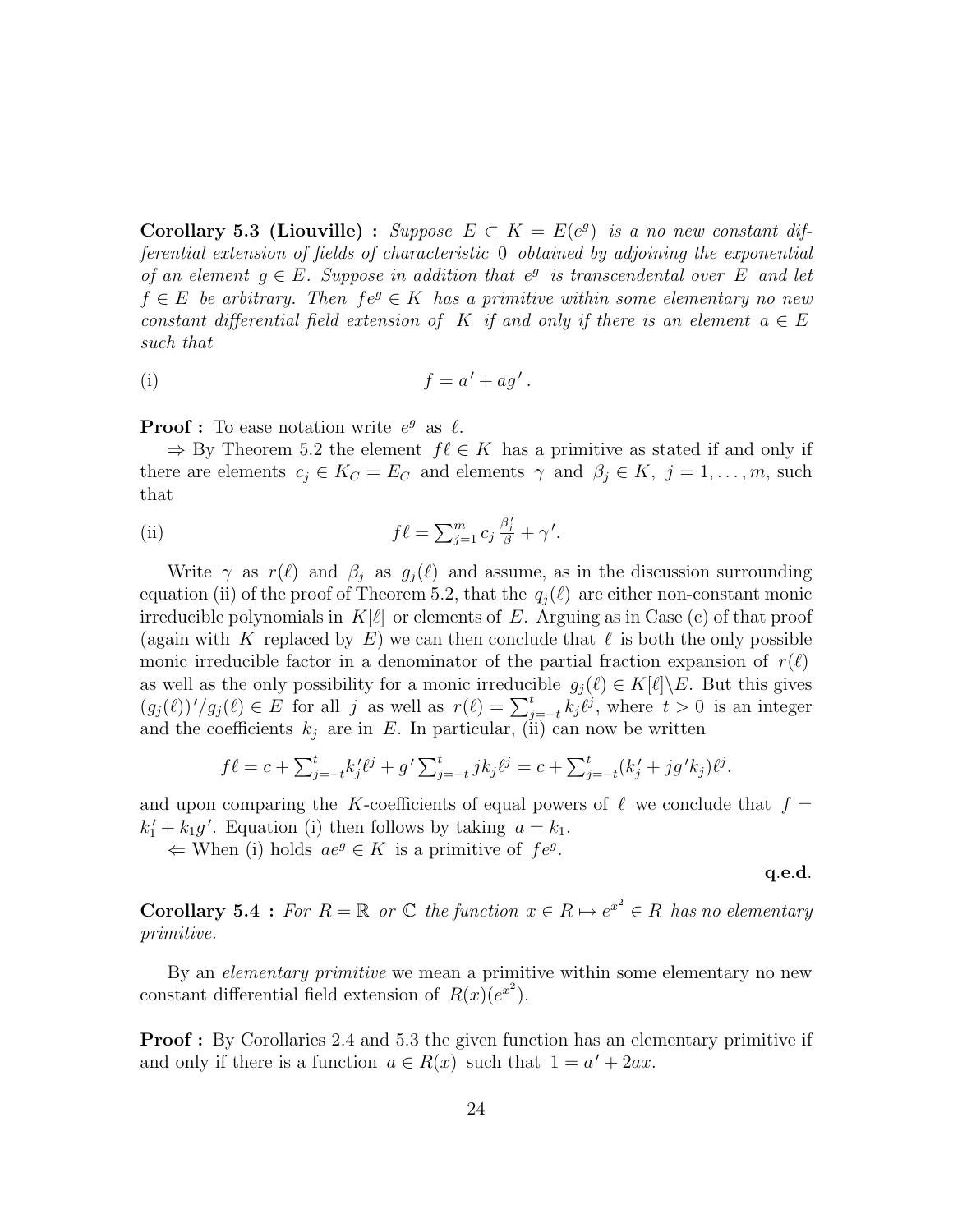**Corollary 5.3 (Liouville) :** *Suppose* $E \subset K = E(e^g)$ *is a no new constant differential extension of fields of characteristic* $0$ *obtained by adjoining the exponential of an element* $g \in E$. *Suppose in addition that* $e^g$ *is transcendental over* $E$ *and let* $f \in E$ *be arbitrary. Then* $fe^g \in K$ *has a primitive within some elementary no new constant differential field extension of* $K$ *if and only if there is an element* $a \in E$ *such that*

$$\text{(i)} \qquad f = a' + ag' .$$

**Proof :** To ease notation write $e^g$ as $\ell$.

$\Rightarrow$ By Theorem 5.2 the element $f\ell \in K$ has a primitive as stated if and only if there are elements $c_j \in K_C = E_C$ and elements $\gamma$ and $\beta_j \in K$, $j = 1, \dots, m$, such that

$$\text{(ii)} \qquad f\ell = \textstyle\sum_{j=1}^m c_j \frac{\beta_j'}{\beta} + \gamma'.$$

Write $\gamma$ as $r(\ell)$ and $\beta_j$ as $g_j(\ell)$ and assume, as in the discussion surrounding equation (ii) of the proof of Theorem 5.2, that the $q_j(\ell)$ are either non-constant monic irreducible polynomials in $K[\ell]$ or elements of $E$. Arguing as in Case (c) of that proof (again with $K$ replaced by $E$) we can then conclude that $\ell$ is both the only possible monic irreducible factor in a denominator of the partial fraction expansion of $r(\ell)$ as well as the only possibility for a monic irreducible $g_j(\ell) \in K[\ell] \backslash E$. But this gives $(g_j(\ell))'/g_j(\ell) \in E$ for all $j$ as well as $r(\ell) = \sum_{j=-t}^t k_j \ell^j$, where $t > 0$ is an integer and the coefficients $k_j$ are in $E$. In particular, (ii) can now be written

$$f\ell = c + \textstyle\sum_{j=-t}^t k_j' \ell^j + g' \sum_{j=-t}^t j k_j \ell^j = c + \sum_{j=-t}^t (k_j' + jg'k_j)\ell^j.$$

and upon comparing the $K$-coefficients of equal powers of $\ell$ we conclude that $f = k_1' + k_1 g'$. Equation (i) then follows by taking $a = k_1$.

$\Leftarrow$ When (i) holds $ae^g \in K$ is a primitive of $fe^g$.

**q.e.d.**

**Corollary 5.4 :** *For* $R = \mathbb{R}$ *or* $\mathbb{C}$ *the function* $x \in R \mapsto e^{x^2} \in R$ *has no elementary primitive.*

By an *elementary primitive* we mean a primitive within some elementary no new constant differential field extension of $R(x)(e^{x^2})$.

**Proof :** By Corollaries 2.4 and 5.3 the given function has an elementary primitive if and only if there is a function $a \in R(x)$ such that $1 = a' + 2ax$.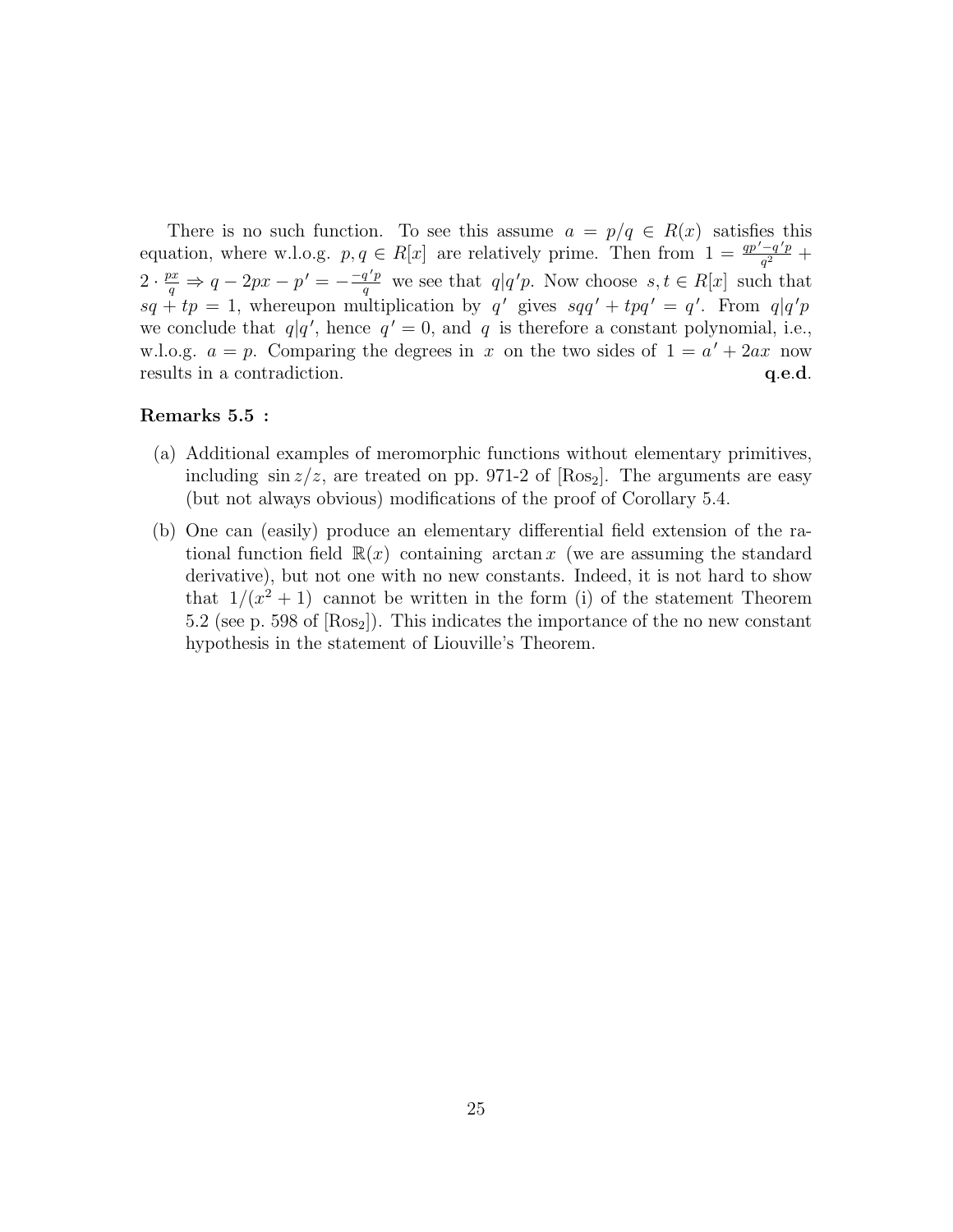There is no such function. To see this assume $a = p/q \in R(x)$ satisfies this equation, where w.l.o.g. $p, q \in R[x]$ are relatively prime. Then from $1 = \frac{qp' - q'p}{q^2} + 2 \cdot \frac{px}{q} \Rightarrow q - 2px - p' = -\frac{-q'p}{q}$ we see that $q | q'p$. Now choose $s, t \in R[x]$ such that $sq + tp = 1$, whereupon multiplication by $q'$ gives $sqq' + tpq' = q'$. From $q | q'p$ we conclude that $q | q'$, hence $q' = 0$, and $q$ is therefore a constant polynomial, i.e., w.l.o.g. $a = p$. Comparing the degrees in $x$ on the two sides of $1 = a' + 2ax$ now results in a contradiction. **q.e.d.**

**Remarks 5.5 :**

(a) Additional examples of meromorphic functions without elementary primitives, including $\sin z/z$, are treated on pp. 971-2 of [$\text{Ros}_2$]. The arguments are easy (but not always obvious) modifications of the proof of Corollary 5.4.

(b) One can (easily) produce an elementary differential field extension of the rational function field $\mathbb{R}(x)$ containing $\arctan x$ (we are assuming the standard derivative), but not one with no new constants. Indeed, it is not hard to show that $1/(x^2 + 1)$ cannot be written in the form (i) of the statement Theorem 5.2 (see p. 598 of [$\text{Ros}_2$]). This indicates the importance of the no new constant hypothesis in the statement of Liouville's Theorem.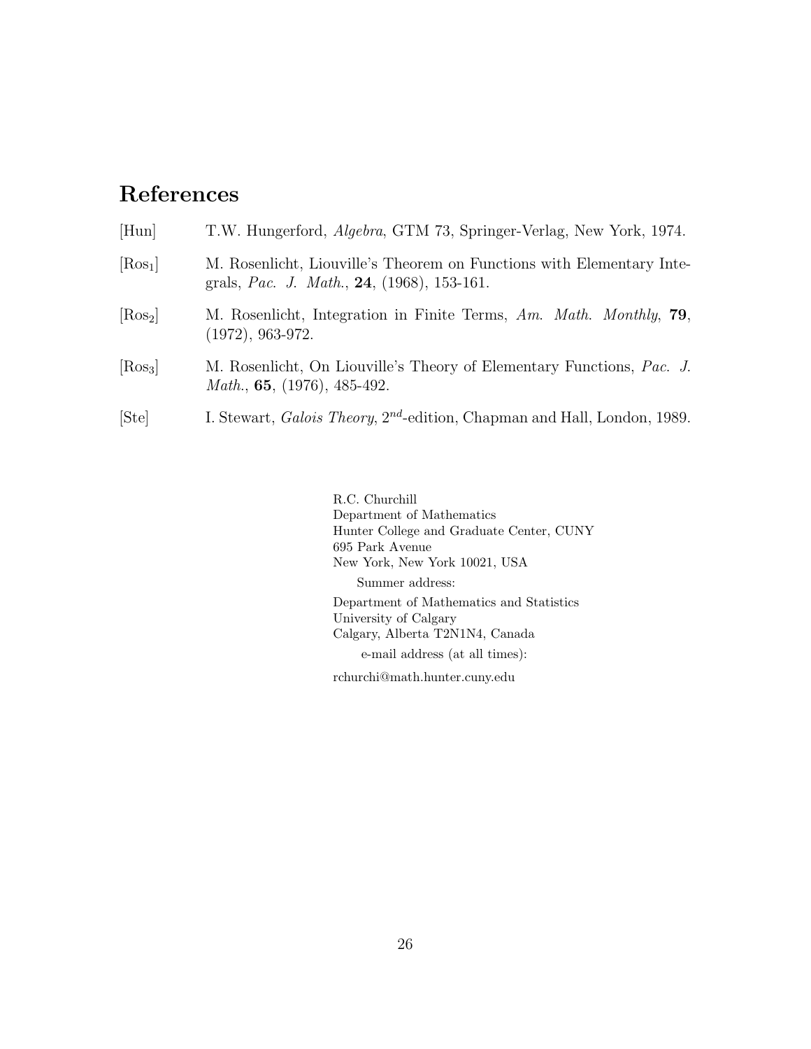## References

[Hun] T.W. Hungerford, *Algebra*, GTM 73, Springer-Verlag, New York, 1974.

[$\text{Ros}_1$] M. Rosenlicht, Liouville's Theorem on Functions with Elementary Integrals, *Pac. J. Math.*, **24**, (1968), 153-161.

[$\text{Ros}_2$] M. Rosenlicht, Integration in Finite Terms, *Am. Math. Monthly*, **79**, (1972), 963-972.

[$\text{Ros}_3$] M. Rosenlicht, On Liouville's Theory of Elementary Functions, *Pac. J. Math.*, **65**, (1976), 485-492.

[Ste] I. Stewart, *Galois Theory*, $2^{nd}$-edition, Chapman and Hall, London, 1989.

R.C. Churchill
Department of Mathematics
Hunter College and Graduate Center, CUNY
695 Park Avenue
New York, New York 10021, USA

Summer address:

Department of Mathematics and Statistics
University of Calgary
Calgary, Alberta T2N1N4, Canada

e-mail address (at all times):

rchurchi@math.hunter.cuny.edu